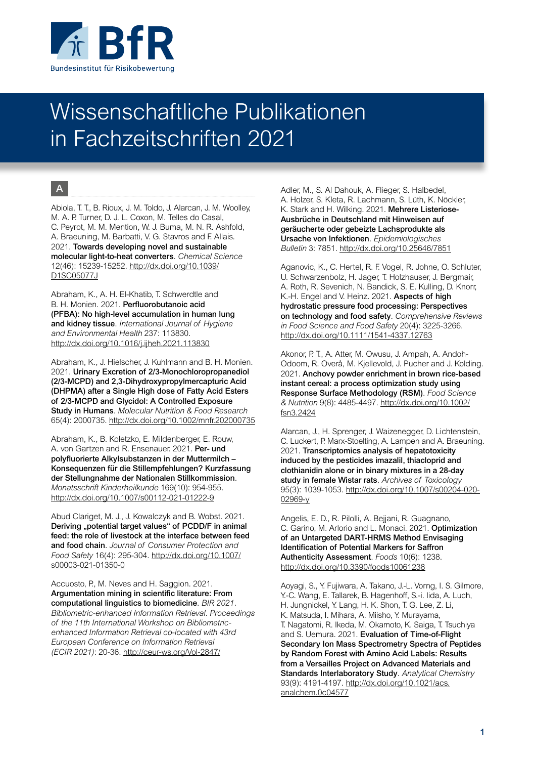Bundesinstitut für Risikobewertung

# Wissenschaftliche Publikationen in Fachzeitschriften 2021

## A

Abiola, T. T., B. Rioux, J. M. Toldo, J. Alarcan, J. M. Woolley, M. A. P. Turner, D. J. L. Coxon, M. Telles do Casal, C. Peyrot, M. M. Mention, W. J. Buma, M. N. R. Ashfold, A. Braeuning, M. Barbatti, V. G. Stavros and F. Allais. 2021. **Towards developing novel and sustainable molecular light-to-heat converters**. *Chemical Science* 12(46): 15239-15252. http://dx.doi.org/10.1039/D1SC05077J

Abraham, K., A. H. El-Khatib, T. Schwerdtle and B. H. Monien. 2021. **Perfluorobutanoic acid (PFBA): No high-level accumulation in human lung and kidney tissue**. *International Journal of Hygiene and Environmental Health* 237: 113830. http://dx.doi.org/10.1016/j.ijheh.2021.113830

Abraham, K., J. Hielscher, J. Kuhlmann and B. H. Monien. 2021. **Urinary Excretion of 2/3-Monochloropropanediol (2/3-MCPD) and 2,3-Dihydroxypropylmercapturic Acid (DHPMA) after a Single High dose of Fatty Acid Esters of 2/3-MCPD and Glycidol: A Controlled Exposure Study in Humans**. *Molecular Nutrition & Food Research* 65(4): 2000735. http://dx.doi.org/10.1002/mnfr.202000735

Abraham, K., B. Koletzko, E. Mildenberger, E. Rouw, A. von Gartzen and R. Ensenauer. 2021. **Per- und polyfluorierte Alkylsubstanzen in der Muttermilch – Konsequenzen für die Stillempfehlungen? Kurzfassung der Stellungnahme der Nationalen Stillkommission**. *Monatsschrift Kinderheilkunde* 169(10): 954-955. http://dx.doi.org/10.1007/s00112-021-01222-9

Abud Clariget, M. J., J. Kowalczyk and B. Wobst. 2021. **Deriving „potential target values" of PCDD/F in animal feed: the role of livestock at the interface between feed and food chain**. *Journal of Consumer Protection and Food Safety* 16(4): 295-304. http://dx.doi.org/10.1007/s00003-021-01350-0

Accuosto, P., M. Neves and H. Saggion. 2021. **Argumentation mining in scientific literature: From computational linguistics to biomedicine**. *BIR 2021. Bibliometric-enhanced Information Retrieval. Proceedings of the 11th International Workshop on Bibliometric-enhanced Information Retrieval co-located with 43rd European Conference on Information Retrieval (ECIR 2021)*: 20-36. http://ceur-ws.org/Vol-2847/

Adler, M., S. Al Dahouk, A. Flieger, S. Halbedel, A. Holzer, S. Kleta, R. Lachmann, S. Lüth, K. Nöckler, K. Stark and H. Wilking. 2021. **Mehrere Listeriose-Ausbrüche in Deutschland mit Hinweisen auf geräucherte oder gebeizte Lachsprodukte als Ursache von Infektionen**. *Epidemiologisches Bulletin* 3: 7851. http://dx.doi.org/10.25646/7851

Aganovic, K., C. Hertel, R. F. Vogel, R. Johne, O. Schluter, U. Schwarzenbolz, H. Jager, T. Holzhauser, J. Bergmair, A. Roth, R. Sevenich, N. Bandick, S. E. Kulling, D. Knorr, K.-H. Engel and V. Heinz. 2021. **Aspects of high hydrostatic pressure food processing: Perspectives on technology and food safety**. *Comprehensive Reviews in Food Science and Food Safety* 20(4): 3225-3266. http://dx.doi.org/10.1111/1541-4337.12763

Akonor, P. T., A. Atter, M. Owusu, J. Ampah, A. Andoh-Odoom, R. Overå, M. Kjellevold, J. Pucher and J. Kolding. 2021. **Anchovy powder enrichment in brown rice-based instant cereal: a process optimization study using Response Surface Methodology (RSM)**. *Food Science & Nutrition* 9(8): 4485-4497. http://dx.doi.org/10.1002/fsn3.2424

Alarcan, J., H. Sprenger, J. Waizenegger, D. Lichtenstein, C. Luckert, P. Marx-Stoelting, A. Lampen and A. Braeuning. 2021. **Transcriptomics analysis of hepatotoxicity induced by the pesticides imazalil, thiacloprid and clothianidin alone or in binary mixtures in a 28-day study in female Wistar rats**. *Archives of Toxicology* 95(3): 1039-1053. http://dx.doi.org/10.1007/s00204-020-02969-y

Angelis, E. D., R. Pilolli, A. Bejjani, R. Guagnano, C. Garino, M. Arlorio and L. Monaci. 2021. **Optimization of an Untargeted DART-HRMS Method Envisaging Identification of Potential Markers for Saffron Authenticity Assessment**. *Foods* 10(6): 1238. http://dx.doi.org/10.3390/foods10061238

Aoyagi, S., Y. Fujiwara, A. Takano, J.-L. Vorng, I. S. Gilmore, Y.-C. Wang, E. Tallarek, B. Hagenhoff, S.-i. Iida, A. Luch, H. Jungnickel, Y. Lang, H. K. Shon, T. G. Lee, Z. Li, K. Matsuda, I. Mihara, A. Miisho, Y. Murayama, T. Nagatomi, R. Ikeda, M. Okamoto, K. Saiga, T. Tsuchiya and S. Uemura. 2021. **Evaluation of Time-of-Flight Secondary Ion Mass Spectrometry Spectra of Peptides by Random Forest with Amino Acid Labels: Results from a Versailles Project on Advanced Materials and Standards Interlaboratory Study**. *Analytical Chemistry* 93(9): 4191-4197. http://dx.doi.org/10.1021/acs.analchem.0c04577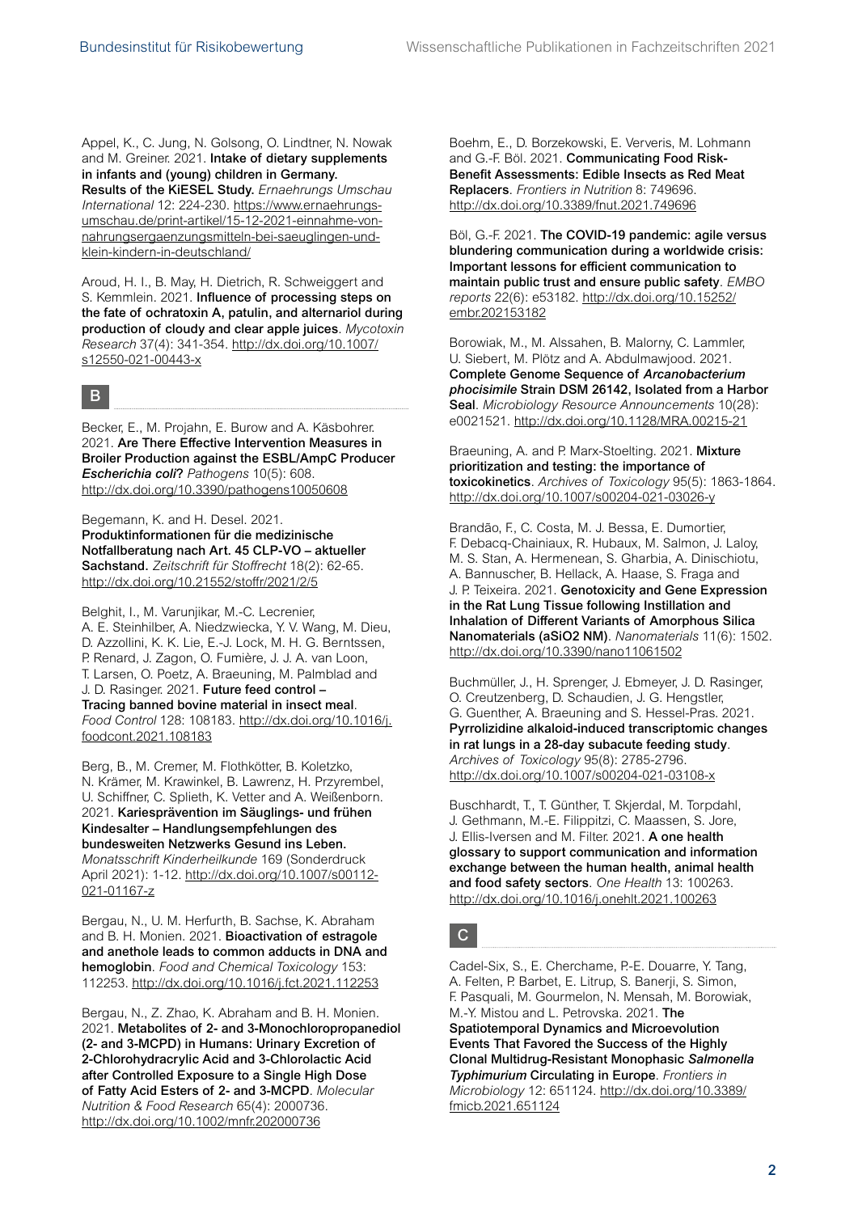Appel, K., C. Jung, N. Golsong, O. Lindtner, N. Nowak and M. Greiner. 2021. **Intake of dietary supplements in infants and (young) children in Germany. Results of the KiESEL Study.** *Ernaehrungs Umschau International* 12: 224-230. https://www.ernaehrungs-umschau.de/print-artikel/15-12-2021-einnahme-von-nahrungsergaenzungsmitteln-bei-saeuglingen-und-klein-kindern-in-deutschland/

Aroud, H. I., B. May, H. Dietrich, R. Schweiggert and S. Kemmlein. 2021. **Influence of processing steps on the fate of ochratoxin A, patulin, and alternariol during production of cloudy and clear apple juices**. *Mycotoxin Research* 37(4): 341-354. http://dx.doi.org/10.1007/s12550-021-00443-x

## B

Becker, E., M. Projahn, E. Burow and A. Käsbohrer. 2021. **Are There Effective Intervention Measures in Broiler Production against the ESBL/AmpC Producer *Escherichia coli*?** *Pathogens* 10(5): 608. http://dx.doi.org/10.3390/pathogens10050608

Begemann, K. and H. Desel. 2021. **Produktinformationen für die medizinische Notfallberatung nach Art. 45 CLP-VO – aktueller Sachstand.** *Zeitschrift für Stoffrecht* 18(2): 62-65. http://dx.doi.org/10.21552/stoffr/2021/2/5

Belghit, I., M. Varunjikar, M.-C. Lecrenier, A. E. Steinhilber, A. Niedzwiecka, Y. V. Wang, M. Dieu, D. Azzollini, K. K. Lie, E.-J. Lock, M. H. G. Berntssen, P. Renard, J. Zagon, O. Fumière, J. J. A. van Loon, T. Larsen, O. Poetz, A. Braeuning, M. Palmblad and J. D. Rasinger. 2021. **Future feed control – Tracing banned bovine material in insect meal**. *Food Control* 128: 108183. http://dx.doi.org/10.1016/j.foodcont.2021.108183

Berg, B., M. Cremer, M. Flothkötter, B. Koletzko, N. Krämer, M. Krawinkel, B. Lawrenz, H. Przyrembel, U. Schiffner, C. Splieth, K. Vetter and A. Weißenborn. 2021. **Kariesprävention im Säuglings- und frühen Kindesalter – Handlungsempfehlungen des bundesweiten Netzwerks Gesund ins Leben.** *Monatsschrift Kinderheilkunde* 169 (Sonderdruck April 2021): 1-12. http://dx.doi.org/10.1007/s00112-021-01167-z

Bergau, N., U. M. Herfurth, B. Sachse, K. Abraham and B. H. Monien. 2021. **Bioactivation of estragole and anethole leads to common adducts in DNA and hemoglobin**. *Food and Chemical Toxicology* 153: 112253. http://dx.doi.org/10.1016/j.fct.2021.112253

Bergau, N., Z. Zhao, K. Abraham and B. H. Monien. 2021. **Metabolites of 2- and 3-Monochloropropanediol (2- and 3-MCPD) in Humans: Urinary Excretion of 2-Chlorohydracrylic Acid and 3-Chlorolactic Acid after Controlled Exposure to a Single High Dose of Fatty Acid Esters of 2- and 3-MCPD**. *Molecular Nutrition & Food Research* 65(4): 2000736. http://dx.doi.org/10.1002/mnfr.202000736

Boehm, E., D. Borzekowski, E. Ververis, M. Lohmann and G.-F. Böl. 2021. **Communicating Food Risk-Benefit Assessments: Edible Insects as Red Meat Replacers**. *Frontiers in Nutrition* 8: 749696. http://dx.doi.org/10.3389/fnut.2021.749696

Böl, G.-F. 2021. **The COVID-19 pandemic: agile versus blundering communication during a worldwide crisis: Important lessons for efficient communication to maintain public trust and ensure public safety**. *EMBO reports* 22(6): e53182. http://dx.doi.org/10.15252/embr.202153182

Borowiak, M., M. Alssahen, B. Malorny, C. Lammler, U. Siebert, M. Plötz and A. Abdulmawjood. 2021. **Complete Genome Sequence of *Arcanobacterium phocisimile* Strain DSM 26142, Isolated from a Harbor Seal**. *Microbiology Resource Announcements* 10(28): e0021521. http://dx.doi.org/10.1128/MRA.00215-21

Braeuning, A. and P. Marx-Stoelting. 2021. **Mixture prioritization and testing: the importance of toxicokinetics**. *Archives of Toxicology* 95(5): 1863-1864. http://dx.doi.org/10.1007/s00204-021-03026-y

Brandão, F., C. Costa, M. J. Bessa, E. Dumortier, F. Debacq-Chainiaux, R. Hubaux, M. Salmon, J. Laloy, M. S. Stan, A. Hermenean, S. Gharbia, A. Dinischiotu, A. Bannuscher, B. Hellack, A. Haase, S. Fraga and J. P. Teixeira. 2021. **Genotoxicity and Gene Expression in the Rat Lung Tissue following Instillation and Inhalation of Different Variants of Amorphous Silica Nanomaterials (aSiO2 NM)**. *Nanomaterials* 11(6): 1502. http://dx.doi.org/10.3390/nano11061502

Buchmüller, J., H. Sprenger, J. Ebmeyer, J. D. Rasinger, O. Creutzenberg, D. Schaudien, J. G. Hengstler, G. Guenther, A. Braeuning and S. Hessel-Pras. 2021. **Pyrrolizidine alkaloid-induced transcriptomic changes in rat lungs in a 28-day subacute feeding study**. *Archives of Toxicology* 95(8): 2785-2796. http://dx.doi.org/10.1007/s00204-021-03108-x

Buschhardt, T., T. Günther, T. Skjerdal, M. Torpdahl, J. Gethmann, M.-E. Filippitzi, C. Maassen, S. Jore, J. Ellis-Iversen and M. Filter. 2021. **A one health glossary to support communication and information exchange between the human health, animal health and food safety sectors**. *One Health* 13: 100263. http://dx.doi.org/10.1016/j.onehlt.2021.100263

## C

Cadel-Six, S., E. Cherchame, P.-E. Douarre, Y. Tang, A. Felten, P. Barbet, E. Litrup, S. Banerji, S. Simon, F. Pasquali, M. Gourmelon, N. Mensah, M. Borowiak, M.-Y. Mistou and L. Petrovska. 2021. **The Spatiotemporal Dynamics and Microevolution Events That Favored the Success of the Highly Clonal Multidrug-Resistant Monophasic *Salmonella Typhimurium* Circulating in Europe**. *Frontiers in Microbiology* 12: 651124. http://dx.doi.org/10.3389/fmicb.2021.651124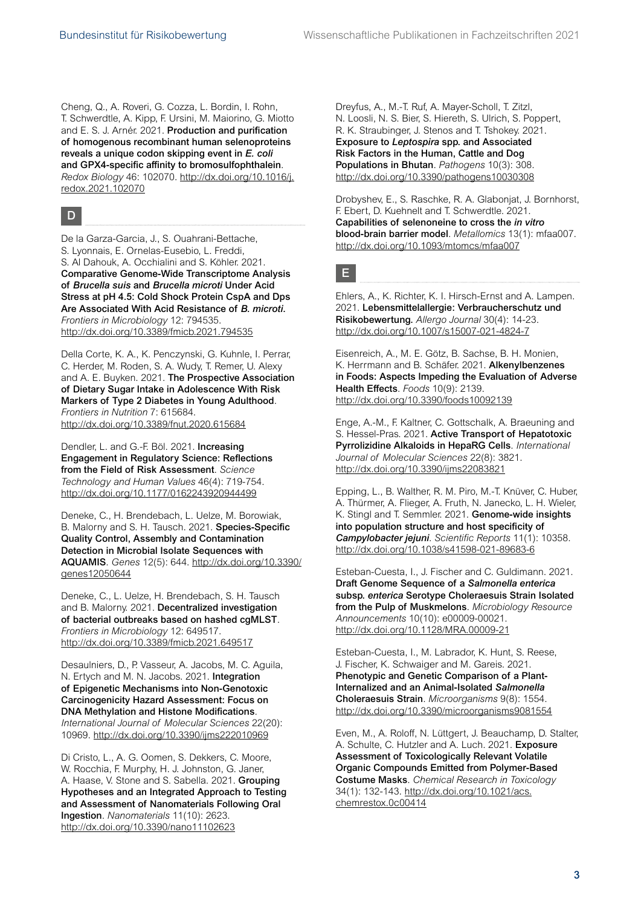Cheng, Q., A. Roveri, G. Cozza, L. Bordin, I. Rohn, T. Schwerdtle, A. Kipp, F. Ursini, M. Maiorino, G. Miotto and E. S. J. Arnér. 2021. **Production and purification of homogenous recombinant human selenoproteins reveals a unique codon skipping event in *E. coli* and GPX4-specific affinity to bromosulfophthalein**. *Redox Biology* 46: 102070. http://dx.doi.org/10.1016/j.redox.2021.102070

## D

De la Garza-Garcia, J., S. Ouahrani-Bettache, S. Lyonnais, E. Ornelas-Eusebio, L. Freddi, S. Al Dahouk, A. Occhialini and S. Köhler. 2021. **Comparative Genome-Wide Transcriptome Analysis of *Brucella suis* and *Brucella microti* Under Acid Stress at pH 4.5: Cold Shock Protein CspA and Dps Are Associated With Acid Resistance of *B. microti***. *Frontiers in Microbiology* 12: 794535. http://dx.doi.org/10.3389/fmicb.2021.794535

Della Corte, K. A., K. Penczynski, G. Kuhnle, I. Perrar, C. Herder, M. Roden, S. A. Wudy, T. Remer, U. Alexy and A. E. Buyken. 2021. **The Prospective Association of Dietary Sugar Intake in Adolescence With Risk Markers of Type 2 Diabetes in Young Adulthood**. *Frontiers in Nutrition* 7: 615684. http://dx.doi.org/10.3389/fnut.2020.615684

Dendler, L. and G.-F. Böl. 2021. **Increasing Engagement in Regulatory Science: Reflections from the Field of Risk Assessment**. *Science Technology and Human Values* 46(4): 719-754. http://dx.doi.org/10.1177/0162243920944499

Deneke, C., H. Brendebach, L. Uelze, M. Borowiak, B. Malorny and S. H. Tausch. 2021. **Species-Specific Quality Control, Assembly and Contamination Detection in Microbial Isolate Sequences with AQUAMIS**. *Genes* 12(5): 644. http://dx.doi.org/10.3390/genes12050644

Deneke, C., L. Uelze, H. Brendebach, S. H. Tausch and B. Malorny. 2021. **Decentralized investigation of bacterial outbreaks based on hashed cgMLST**. *Frontiers in Microbiology* 12: 649517. http://dx.doi.org/10.3389/fmicb.2021.649517

Desaulniers, D., P. Vasseur, A. Jacobs, M. C. Aguila, N. Ertych and M. N. Jacobs. 2021. **Integration of Epigenetic Mechanisms into Non-Genotoxic Carcinogenicity Hazard Assessment: Focus on DNA Methylation and Histone Modifications**. *International Journal of Molecular Sciences* 22(20): 10969. http://dx.doi.org/10.3390/ijms222010969

Di Cristo, L., A. G. Oomen, S. Dekkers, C. Moore, W. Rocchia, F. Murphy, H. J. Johnston, G. Janer, A. Haase, V. Stone and S. Sabella. 2021. **Grouping Hypotheses and an Integrated Approach to Testing and Assessment of Nanomaterials Following Oral Ingestion**. *Nanomaterials* 11(10): 2623. http://dx.doi.org/10.3390/nano11102623

Dreyfus, A., M.-T. Ruf, A. Mayer-Scholl, T. Zitzl, N. Loosli, N. S. Bier, S. Hiereth, S. Ulrich, S. Poppert, R. K. Straubinger, J. Stenos and T. Tshokey. 2021. **Exposure to *Leptospira* spp. and Associated Risk Factors in the Human, Cattle and Dog Populations in Bhutan**. *Pathogens* 10(3): 308. http://dx.doi.org/10.3390/pathogens10030308

Drobyshev, E., S. Raschke, R. A. Glabonjat, J. Bornhorst, F. Ebert, D. Kuehnelt and T. Schwerdtle. 2021. **Capabilities of selenoneine to cross the *in vitro* blood-brain barrier model**. *Metallomics* 13(1): mfaa007. http://dx.doi.org/10.1093/mtomcs/mfaa007

## E

Ehlers, A., K. Richter, K. I. Hirsch-Ernst and A. Lampen. 2021. **Lebensmittelallergie: Verbraucherschutz und Risikobewertung**. *Allergo Journal* 30(4): 14-23. http://dx.doi.org/10.1007/s15007-021-4824-7

Eisenreich, A., M. E. Götz, B. Sachse, B. H. Monien, K. Herrmann and B. Schäfer. 2021. **Alkenylbenzenes in Foods: Aspects Impeding the Evaluation of Adverse Health Effects**. *Foods* 10(9): 2139. http://dx.doi.org/10.3390/foods10092139

Enge, A.-M., F. Kaltner, C. Gottschalk, A. Braeuning and S. Hessel-Pras. 2021. **Active Transport of Hepatotoxic Pyrrolizidine Alkaloids in HepaRG Cells**. *International Journal of Molecular Sciences* 22(8): 3821. http://dx.doi.org/10.3390/ijms22083821

Epping, L., B. Walther, R. M. Piro, M.-T. Knüver, C. Huber, A. Thürmer, A. Flieger, A. Fruth, N. Janecko, L. H. Wieler, K. Stingl and T. Semmler. 2021. **Genome-wide insights into population structure and host specificity of *Campylobacter jejuni***. *Scientific Reports* 11(1): 10358. http://dx.doi.org/10.1038/s41598-021-89683-6

Esteban-Cuesta, I., J. Fischer and C. Guldimann. 2021. **Draft Genome Sequence of a *Salmonella enterica* subsp. *enterica* Serotype Choleraesuis Strain Isolated from the Pulp of Muskmelons**. *Microbiology Resource Announcements* 10(10): e00009-00021. http://dx.doi.org/10.1128/MRA.00009-21

Esteban-Cuesta, I., M. Labrador, K. Hunt, S. Reese, J. Fischer, K. Schwaiger and M. Gareis. 2021. **Phenotypic and Genetic Comparison of a Plant-Internalized and an Animal-Isolated *Salmonella* Choleraesuis Strain**. *Microorganisms* 9(8): 1554. http://dx.doi.org/10.3390/microorganisms9081554

Even, M., A. Roloff, N. Lüttgert, J. Beauchamp, D. Stalter, A. Schulte, C. Hutzler and A. Luch. 2021. **Exposure Assessment of Toxicologically Relevant Volatile Organic Compounds Emitted from Polymer-Based Costume Masks**. *Chemical Research in Toxicology* 34(1): 132-143. http://dx.doi.org/10.1021/acs.chemrestox.0c00414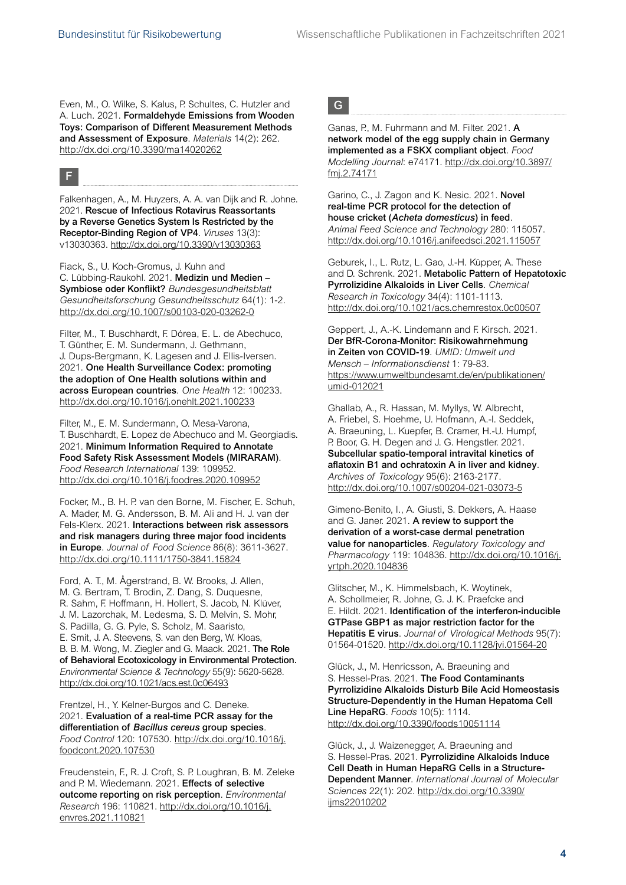Even, M., O. Wilke, S. Kalus, P. Schultes, C. Hutzler and A. Luch. 2021. **Formaldehyde Emissions from Wooden Toys: Comparison of Different Measurement Methods and Assessment of Exposure**. *Materials* 14(2): 262. http://dx.doi.org/10.3390/ma14020262

## F

Falkenhagen, A., M. Huyzers, A. A. van Dijk and R. Johne. 2021. **Rescue of Infectious Rotavirus Reassortants by a Reverse Genetics System Is Restricted by the Receptor-Binding Region of VP4**. *Viruses* 13(3): v13030363. http://dx.doi.org/10.3390/v13030363

Fiack, S., U. Koch-Gromus, J. Kuhn and C. Lübbing-Raukohl. 2021. **Medizin und Medien – Symbiose oder Konflikt?** *Bundesgesundheitsblatt Gesundheitsforschung Gesundheitsschutz* 64(1): 1-2. http://dx.doi.org/10.1007/s00103-020-03262-0

Filter, M., T. Buschhardt, F. Dórea, E. L. de Abechuco, T. Günther, E. M. Sundermann, J. Gethmann, J. Dups-Bergmann, K. Lagesen and J. Ellis-Iversen. 2021. **One Health Surveillance Codex: promoting the adoption of One Health solutions within and across European countries**. *One Health* 12: 100233. http://dx.doi.org/10.1016/j.onehlt.2021.100233

Filter, M., E. M. Sundermann, O. Mesa-Varona, T. Buschhardt, E. Lopez de Abechuco and M. Georgiadis. 2021. **Minimum Information Required to Annotate Food Safety Risk Assessment Models (MIRARAM)**. *Food Research International* 139: 109952. http://dx.doi.org/10.1016/j.foodres.2020.109952

Focker, M., B. H. P. van den Borne, M. Fischer, E. Schuh, A. Mader, M. G. Andersson, B. M. Ali and H. J. van der Fels-Klerx. 2021. **Interactions between risk assessors and risk managers during three major food incidents in Europe**. *Journal of Food Science* 86(8): 3611-3627. http://dx.doi.org/10.1111/1750-3841.15824

Ford, A. T., M. Ågerstrand, B. W. Brooks, J. Allen, M. G. Bertram, T. Brodin, Z. Dang, S. Duquesne, R. Sahm, F. Hoffmann, H. Hollert, S. Jacob, N. Klüver, J. M. Lazorchak, M. Ledesma, S. D. Melvin, S. Mohr, S. Padilla, G. G. Pyle, S. Scholz, M. Saaristo, E. Smit, J. A. Steevens, S. van den Berg, W. Kloas, B. B. M. Wong, M. Ziegler and G. Maack. 2021. **The Role of Behavioral Ecotoxicology in Environmental Protection**. *Environmental Science & Technology* 55(9): 5620-5628. http://dx.doi.org/10.1021/acs.est.0c06493

Frentzel, H., Y. Kelner-Burgos and C. Deneke. 2021. **Evaluation of a real-time PCR assay for the differentiation of *Bacillus cereus* group species**. *Food Control* 120: 107530. http://dx.doi.org/10.1016/j.foodcont.2020.107530

Freudenstein, F., R. J. Croft, S. P. Loughran, B. M. Zeleke and P. M. Wiedemann. 2021. **Effects of selective outcome reporting on risk perception**. *Environmental Research* 196: 110821. http://dx.doi.org/10.1016/j.envres.2021.110821

## G

Ganas, P., M. Fuhrmann and M. Filter. 2021. **A network model of the egg supply chain in Germany implemented as a FSKX compliant object**. *Food Modelling Journal*: e74171. http://dx.doi.org/10.3897/fmj.2.74171

Garino, C., J. Zagon and K. Nesic. 2021. **Novel real-time PCR protocol for the detection of house cricket (*Acheta domesticus*) in feed**. *Animal Feed Science and Technology* 280: 115057. http://dx.doi.org/10.1016/j.anifeedsci.2021.115057

Geburek, I., L. Rutz, L. Gao, J.-H. Küpper, A. These and D. Schrenk. 2021. **Metabolic Pattern of Hepatotoxic Pyrrolizidine Alkaloids in Liver Cells**. *Chemical Research in Toxicology* 34(4): 1101-1113. http://dx.doi.org/10.1021/acs.chemrestox.0c00507

Geppert, J., A.-K. Lindemann and F. Kirsch. 2021. **Der BfR-Corona-Monitor: Risikowahrnehmung in Zeiten von COVID-19**. *UMID: Umwelt und Mensch – Informationsdienst* 1: 79-83. https://www.umweltbundesamt.de/en/publikationen/umid-012021

Ghallab, A., R. Hassan, M. Myllys, W. Albrecht, A. Friebel, S. Hoehme, U. Hofmann, A.-l. Seddek, A. Braeuning, L. Kuepfer, B. Cramer, H.-U. Humpf, P. Boor, G. H. Degen and J. G. Hengstler. 2021. **Subcellular spatio-temporal intravital kinetics of aflatoxin B1 and ochratoxin A in liver and kidney**. *Archives of Toxicology* 95(6): 2163-2177. http://dx.doi.org/10.1007/s00204-021-03073-5

Gimeno-Benito, I., A. Giusti, S. Dekkers, A. Haase and G. Janer. 2021. **A review to support the derivation of a worst-case dermal penetration value for nanoparticles**. *Regulatory Toxicology and Pharmacology* 119: 104836. http://dx.doi.org/10.1016/j.yrtph.2020.104836

Glitscher, M., K. Himmelsbach, K. Woytinek, A. Schollmeier, R. Johne, G. J. K. Praefcke and E. Hildt. 2021. **Identification of the interferon-inducible GTPase GBP1 as major restriction factor for the Hepatitis E virus**. *Journal of Virological Methods* 95(7): 01564-01520. http://dx.doi.org/10.1128/jvi.01564-20

Glück, J., M. Henricsson, A. Braeuning and S. Hessel-Pras. 2021. **The Food Contaminants Pyrrolizidine Alkaloids Disturb Bile Acid Homeostasis Structure-Dependently in the Human Hepatoma Cell Line HepaRG**. *Foods* 10(5): 1114. http://dx.doi.org/10.3390/foods10051114

Glück, J., J. Waizenegger, A. Braeuning and S. Hessel-Pras. 2021. **Pyrrolizidine Alkaloids Induce Cell Death in Human HepaRG Cells in a Structure-Dependent Manner**. *International Journal of Molecular Sciences* 22(1): 202. http://dx.doi.org/10.3390/ijms22010202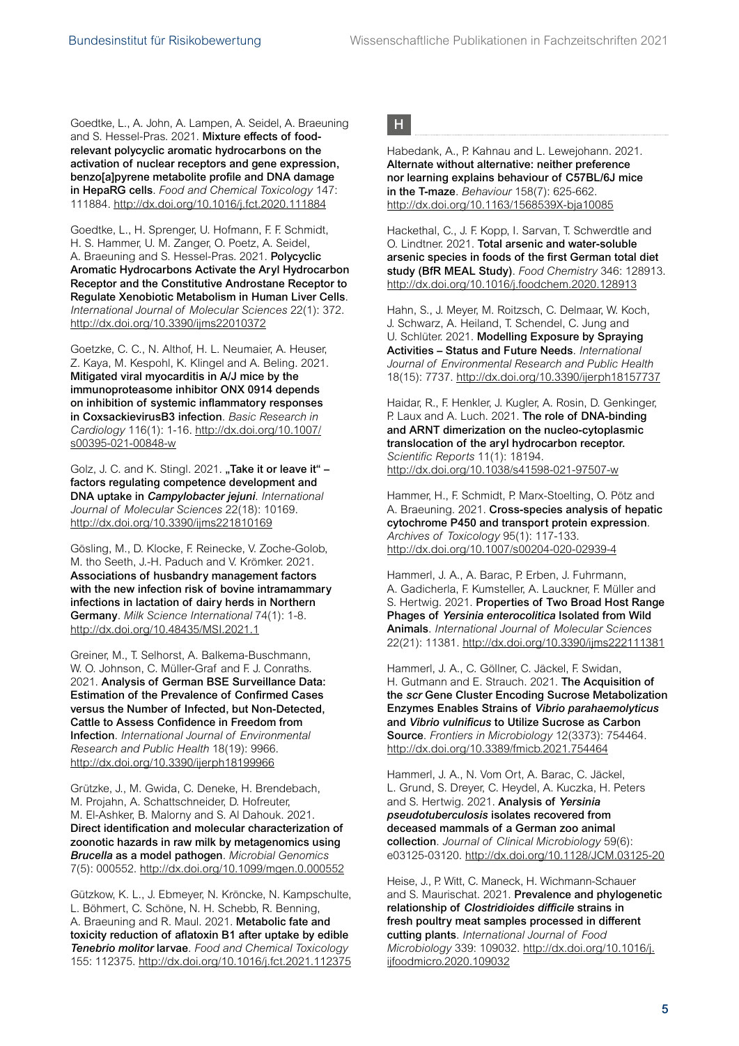Goedtke, L., A. John, A. Lampen, A. Seidel, A. Braeuning and S. Hessel-Pras. 2021. **Mixture effects of food-relevant polycyclic aromatic hydrocarbons on the activation of nuclear receptors and gene expression, benzo[a]pyrene metabolite profile and DNA damage in HepaRG cells**. *Food and Chemical Toxicology* 147: 111884. http://dx.doi.org/10.1016/j.fct.2020.111884

Goedtke, L., H. Sprenger, U. Hofmann, F. F. Schmidt, H. S. Hammer, U. M. Zanger, O. Poetz, A. Seidel, A. Braeuning and S. Hessel-Pras. 2021. **Polycyclic Aromatic Hydrocarbons Activate the Aryl Hydrocarbon Receptor and the Constitutive Androstane Receptor to Regulate Xenobiotic Metabolism in Human Liver Cells**. *International Journal of Molecular Sciences* 22(1): 372. http://dx.doi.org/10.3390/ijms22010372

Goetzke, C. C., N. Althof, H. L. Neumaier, A. Heuser, Z. Kaya, M. Kespohl, K. Klingel and A. Beling. 2021. **Mitigated viral myocarditis in A/J mice by the immunoproteasome inhibitor ONX 0914 depends on inhibition of systemic inflammatory responses in CoxsackievirusB3 infection**. *Basic Research in Cardiology* 116(1): 1-16. http://dx.doi.org/10.1007/s00395-021-00848-w

Golz, J. C. and K. Stingl. 2021. **„Take it or leave it" – factors regulating competence development and DNA uptake in *Campylobacter jejuni***. *International Journal of Molecular Sciences* 22(18): 10169. http://dx.doi.org/10.3390/ijms221810169

Gösling, M., D. Klocke, F. Reinecke, V. Zoche-Golob, M. tho Seeth, J.-H. Paduch and V. Krömker. 2021. **Associations of husbandry management factors with the new infection risk of bovine intramammary infections in lactation of dairy herds in Northern Germany**. *Milk Science International* 74(1): 1-8. http://dx.doi.org/10.48435/MSI.2021.1

Greiner, M., T. Selhorst, A. Balkema-Buschmann, W. O. Johnson, C. Müller-Graf and F. J. Conraths. 2021. **Analysis of German BSE Surveillance Data: Estimation of the Prevalence of Confirmed Cases versus the Number of Infected, but Non-Detected, Cattle to Assess Confidence in Freedom from Infection**. *International Journal of Environmental Research and Public Health* 18(19): 9966. http://dx.doi.org/10.3390/ijerph18199966

Grützke, J., M. Gwida, C. Deneke, H. Brendebach, M. Projahn, A. Schattschneider, D. Hofreuter, M. El-Ashker, B. Malorny and S. Al Dahouk. 2021. **Direct identification and molecular characterization of zoonotic hazards in raw milk by metagenomics using *Brucella* as a model pathogen**. *Microbial Genomics* 7(5): 000552. http://dx.doi.org/10.1099/mgen.0.000552

Gützkow, K. L., J. Ebmeyer, N. Kröncke, N. Kampschulte, L. Böhmert, C. Schöne, N. H. Schebb, R. Benning, A. Braeuning and R. Maul. 2021. **Metabolic fate and toxicity reduction of aflatoxin B1 after uptake by edible *Tenebrio molitor* larvae**. *Food and Chemical Toxicology* 155: 112375. http://dx.doi.org/10.1016/j.fct.2021.112375

## H

Habedank, A., P. Kahnau and L. Lewejohann. 2021. **Alternate without alternative: neither preference nor learning explains behaviour of C57BL/6J mice in the T-maze**. *Behaviour* 158(7): 625-662. http://dx.doi.org/10.1163/1568539X-bja10085

Hackethal, C., J. F. Kopp, I. Sarvan, T. Schwerdtle and O. Lindtner. 2021. **Total arsenic and water-soluble arsenic species in foods of the first German total diet study (BfR MEAL Study)**. *Food Chemistry* 346: 128913. http://dx.doi.org/10.1016/j.foodchem.2020.128913

Hahn, S., J. Meyer, M. Roitzsch, C. Delmaar, W. Koch, J. Schwarz, A. Heiland, T. Schendel, C. Jung and U. Schlüter. 2021. **Modelling Exposure by Spraying Activities – Status and Future Needs**. *International Journal of Environmental Research and Public Health* 18(15): 7737. http://dx.doi.org/10.3390/ijerph18157737

Haidar, R., F. Henkler, J. Kugler, A. Rosin, D. Genkinger, P. Laux and A. Luch. 2021. **The role of DNA-binding and ARNT dimerization on the nucleo-cytoplasmic translocation of the aryl hydrocarbon receptor.** *Scientific Reports* 11(1): 18194. http://dx.doi.org/10.1038/s41598-021-97507-w

Hammer, H., F. Schmidt, P. Marx-Stoelting, O. Pötz and A. Braeuning. 2021. **Cross-species analysis of hepatic cytochrome P450 and transport protein expression**. *Archives of Toxicology* 95(1): 117-133. http://dx.doi.org/10.1007/s00204-020-02939-4

Hammerl, J. A., A. Barac, P. Erben, J. Fuhrmann, A. Gadicherla, F. Kumsteller, A. Lauckner, F. Müller and S. Hertwig. 2021. **Properties of Two Broad Host Range Phages of *Yersinia enterocolitica* Isolated from Wild Animals**. *International Journal of Molecular Sciences* 22(21): 11381. http://dx.doi.org/10.3390/ijms222111381

Hammerl, J. A., C. Göllner, C. Jäckel, F. Swidan, H. Gutmann and E. Strauch. 2021. **The Acquisition of the *scr* Gene Cluster Encoding Sucrose Metabolization Enzymes Enables Strains of *Vibrio parahaemolyticus* and *Vibrio vulnificus* to Utilize Sucrose as Carbon Source**. *Frontiers in Microbiology* 12(3373): 754464. http://dx.doi.org/10.3389/fmicb.2021.754464

Hammerl, J. A., N. Vom Ort, A. Barac, C. Jäckel, L. Grund, S. Dreyer, C. Heydel, A. Kuczka, H. Peters and S. Hertwig. 2021. **Analysis of *Yersinia pseudotuberculosis* isolates recovered from deceased mammals of a German zoo animal collection**. *Journal of Clinical Microbiology* 59(6): e03125-03120. http://dx.doi.org/10.1128/JCM.03125-20

Heise, J., P. Witt, C. Maneck, H. Wichmann-Schauer and S. Maurischat. 2021. **Prevalence and phylogenetic relationship of *Clostridioides difficile* strains in fresh poultry meat samples processed in different cutting plants**. *International Journal of Food Microbiology* 339: 109032. http://dx.doi.org/10.1016/j.ijfoodmicro.2020.109032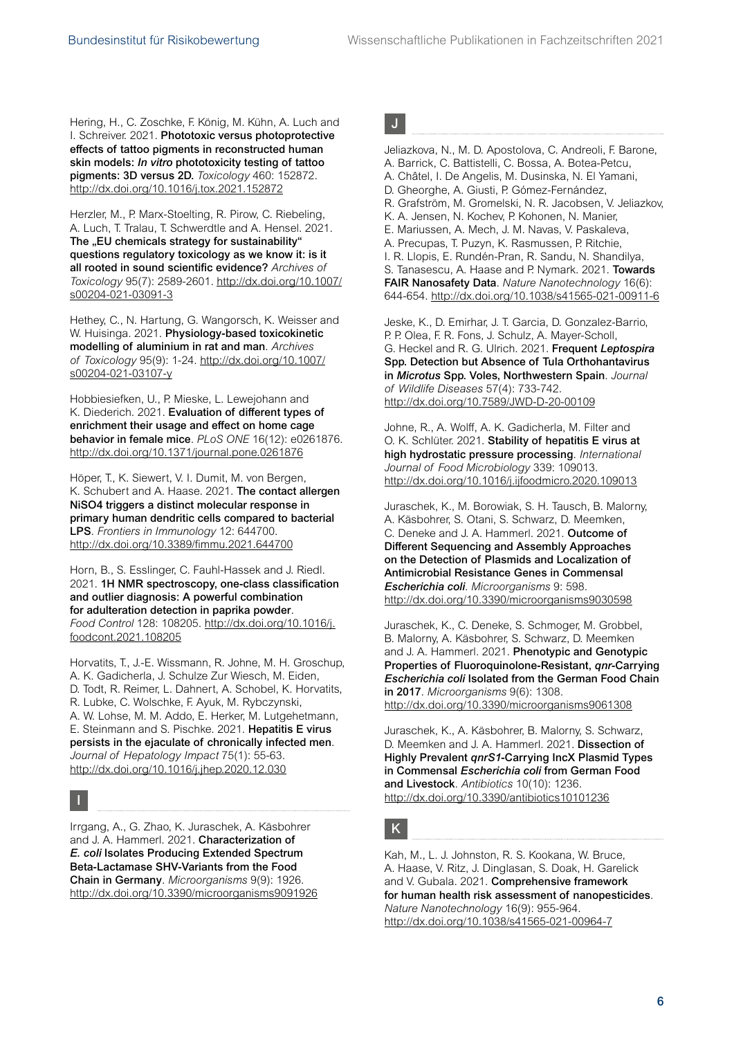Hering, H., C. Zoschke, F. König, M. Kühn, A. Luch and I. Schreiver. 2021. **Phototoxic versus photoprotective effects of tattoo pigments in reconstructed human skin models: *In vitro* phototoxicity testing of tattoo pigments: 3D versus 2D.** *Toxicology* 460: 152872. http://dx.doi.org/10.1016/j.tox.2021.152872

Herzler, M., P. Marx-Stoelting, R. Pirow, C. Riebeling, A. Luch, T. Tralau, T. Schwerdtle and A. Hensel. 2021. **The „EU chemicals strategy for sustainability" questions regulatory toxicology as we know it: is it all rooted in sound scientific evidence?** *Archives of Toxicology* 95(7): 2589-2601. http://dx.doi.org/10.1007/s00204-021-03091-3

Hethey, C., N. Hartung, G. Wangorsch, K. Weisser and W. Huisinga. 2021. **Physiology-based toxicokinetic modelling of aluminium in rat and man**. *Archives of Toxicology* 95(9): 1-24. http://dx.doi.org/10.1007/s00204-021-03107-y

Hobbiesiefken, U., P. Mieske, L. Lewejohann and K. Diederich. 2021. **Evaluation of different types of enrichment their usage and effect on home cage behavior in female mice**. *PLoS ONE* 16(12): e0261876. http://dx.doi.org/10.1371/journal.pone.0261876

Höper, T., K. Siewert, V. I. Dumit, M. von Bergen, K. Schubert and A. Haase. 2021. **The contact allergen NiSO4 triggers a distinct molecular response in primary human dendritic cells compared to bacterial LPS**. *Frontiers in Immunology* 12: 644700. http://dx.doi.org/10.3389/fimmu.2021.644700

Horn, B., S. Esslinger, C. Fauhl-Hassek and J. Riedl. 2021. **1H NMR spectroscopy, one-class classification and outlier diagnosis: A powerful combination for adulteration detection in paprika powder**. *Food Control* 128: 108205. http://dx.doi.org/10.1016/j.foodcont.2021.108205

Horvatits, T., J.-E. Wissmann, R. Johne, M. H. Groschup, A. K. Gadicherla, J. Schulze Zur Wiesch, M. Eiden, D. Todt, R. Reimer, L. Dahnert, A. Schobel, K. Horvatits, R. Lubke, C. Wolschke, F. Ayuk, M. Rybczynski, A. W. Lohse, M. M. Addo, E. Herker, M. Lutgehetmann, E. Steinmann and S. Pischke. 2021. **Hepatitis E virus persists in the ejaculate of chronically infected men**. *Journal of Hepatology Impact* 75(1): 55-63. http://dx.doi.org/10.1016/j.jhep.2020.12.030

## I

Irrgang, A., G. Zhao, K. Juraschek, A. Käsbohrer and J. A. Hammerl. 2021. **Characterization of *E. coli* Isolates Producing Extended Spectrum Beta-Lactamase SHV-Variants from the Food Chain in Germany**. *Microorganisms* 9(9): 1926. http://dx.doi.org/10.3390/microorganisms9091926

## J

Jeliazkova, N., M. D. Apostolova, C. Andreoli, F. Barone, A. Barrick, C. Battistelli, C. Bossa, A. Botea-Petcu, A. Châtel, I. De Angelis, M. Dusinska, N. El Yamani, D. Gheorghe, A. Giusti, P. Gómez-Fernández, R. Grafström, M. Gromelski, N. R. Jacobsen, V. Jeliazkov, K. A. Jensen, N. Kochev, P. Kohonen, N. Manier, E. Mariussen, A. Mech, J. M. Navas, V. Paskaleva, A. Precupas, T. Puzyn, K. Rasmussen, P. Ritchie, I. R. Llopis, E. Rundén-Pran, R. Sandu, N. Shandilya, S. Tanasescu, A. Haase and P. Nymark. 2021. **Towards FAIR Nanosafety Data**. *Nature Nanotechnology* 16(6): 644-654. http://dx.doi.org/10.1038/s41565-021-00911-6

Jeske, K., D. Emirhar, J. T. Garcia, D. Gonzalez-Barrio, P. P. Olea, F. R. Fons, J. Schulz, A. Mayer-Scholl, G. Heckel and R. G. Ulrich. 2021. **Frequent *Leptospira* Spp. Detection but Absence of Tula Orthohantavirus in *Microtus* Spp. Voles, Northwestern Spain**. *Journal of Wildlife Diseases* 57(4): 733-742. http://dx.doi.org/10.7589/JWD-D-20-00109

Johne, R., A. Wolff, A. K. Gadicherla, M. Filter and O. K. Schlüter. 2021. **Stability of hepatitis E virus at high hydrostatic pressure processing**. *International Journal of Food Microbiology* 339: 109013. http://dx.doi.org/10.1016/j.ijfoodmicro.2020.109013

Juraschek, K., M. Borowiak, S. H. Tausch, B. Malorny, A. Käsbohrer, S. Otani, S. Schwarz, D. Meemken, C. Deneke and J. A. Hammerl. 2021. **Outcome of Different Sequencing and Assembly Approaches on the Detection of Plasmids and Localization of Antimicrobial Resistance Genes in Commensal *Escherichia coli***. *Microorganisms* 9: 598. http://dx.doi.org/10.3390/microorganisms9030598

Juraschek, K., C. Deneke, S. Schmoger, M. Grobbel, B. Malorny, A. Käsbohrer, S. Schwarz, D. Meemken and J. A. Hammerl. 2021. **Phenotypic and Genotypic Properties of Fluoroquinolone-Resistant, *qnr*-Carrying *Escherichia coli* Isolated from the German Food Chain in 2017**. *Microorganisms* 9(6): 1308. http://dx.doi.org/10.3390/microorganisms9061308

Juraschek, K., A. Käsbohrer, B. Malorny, S. Schwarz, D. Meemken and J. A. Hammerl. 2021. **Dissection of Highly Prevalent *qnrS1*-Carrying IncX Plasmid Types in Commensal *Escherichia coli* from German Food and Livestock**. *Antibiotics* 10(10): 1236. http://dx.doi.org/10.3390/antibiotics10101236

## K

Kah, M., L. J. Johnston, R. S. Kookana, W. Bruce, A. Haase, V. Ritz, J. Dinglasan, S. Doak, H. Garelick and V. Gubala. 2021. **Comprehensive framework for human health risk assessment of nanopesticides**. *Nature Nanotechnology* 16(9): 955-964. http://dx.doi.org/10.1038/s41565-021-00964-7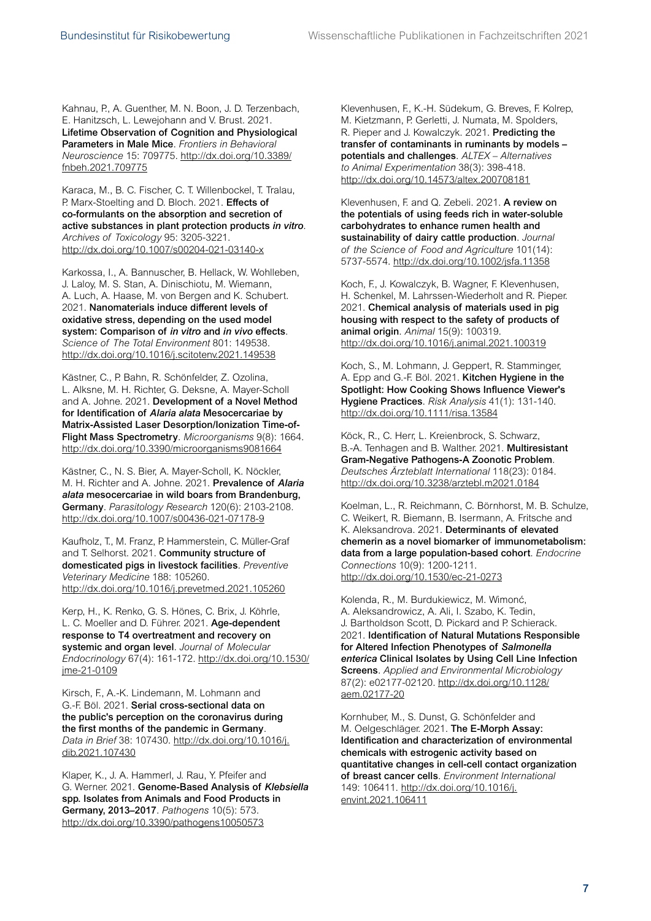Kahnau, P., A. Guenther, M. N. Boon, J. D. Terzenbach, E. Hanitzsch, L. Lewejohann and V. Brust. 2021. **Lifetime Observation of Cognition and Physiological Parameters in Male Mice**. *Frontiers in Behavioral Neuroscience* 15: 709775. http://dx.doi.org/10.3389/fnbeh.2021.709775

Karaca, M., B. C. Fischer, C. T. Willenbockel, T. Tralau, P. Marx-Stoelting and D. Bloch. 2021. **Effects of co-formulants on the absorption and secretion of active substances in plant protection products *in vitro***. *Archives of Toxicology* 95: 3205-3221. http://dx.doi.org/10.1007/s00204-021-03140-x

Karkossa, I., A. Bannuscher, B. Hellack, W. Wohlleben, J. Laloy, M. S. Stan, A. Dinischiotu, M. Wiemann, A. Luch, A. Haase, M. von Bergen and K. Schubert. 2021. **Nanomaterials induce different levels of oxidative stress, depending on the used model system: Comparison of *in vitro* and *in vivo* effects**. *Science of The Total Environment* 801: 149538. http://dx.doi.org/10.1016/j.scitotenv.2021.149538

Kästner, C., P. Bahn, R. Schönfelder, Z. Ozolina, L. Alksne, M. H. Richter, G. Deksne, A. Mayer-Scholl and A. Johne. 2021. **Development of a Novel Method for Identification of *Alaria alata* Mesocercariae by Matrix-Assisted Laser Desorption/Ionization Time-of-Flight Mass Spectrometry**. *Microorganisms* 9(8): 1664. http://dx.doi.org/10.3390/microorganisms9081664

Kästner, C., N. S. Bier, A. Mayer-Scholl, K. Nöckler, M. H. Richter and A. Johne. 2021. **Prevalence of *Alaria alata* mesocercariae in wild boars from Brandenburg, Germany**. *Parasitology Research* 120(6): 2103-2108. http://dx.doi.org/10.1007/s00436-021-07178-9

Kaufholz, T., M. Franz, P. Hammerstein, C. Müller-Graf and T. Selhorst. 2021. **Community structure of domesticated pigs in livestock facilities**. *Preventive Veterinary Medicine* 188: 105260. http://dx.doi.org/10.1016/j.prevetmed.2021.105260

Kerp, H., K. Renko, G. S. Hönes, C. Brix, J. Köhrle, L. C. Moeller and D. Führer. 2021. **Age-dependent response to T4 overtreatment and recovery on systemic and organ level**. *Journal of Molecular Endocrinology* 67(4): 161-172. http://dx.doi.org/10.1530/jme-21-0109

Kirsch, F., A.-K. Lindemann, M. Lohmann and G.-F. Böl. 2021. **Serial cross-sectional data on the public's perception on the coronavirus during the first months of the pandemic in Germany**. *Data in Brief* 38: 107430. http://dx.doi.org/10.1016/j.dib.2021.107430

Klaper, K., J. A. Hammerl, J. Rau, Y. Pfeifer and G. Werner. 2021. **Genome-Based Analysis of *Klebsiella* spp. Isolates from Animals and Food Products in Germany, 2013–2017**. *Pathogens* 10(5): 573. http://dx.doi.org/10.3390/pathogens10050573

Klevenhusen, F., K.-H. Südekum, G. Breves, F. Kolrep, M. Kietzmann, P. Gerletti, J. Numata, M. Spolders, R. Pieper and J. Kowalczyk. 2021. **Predicting the transfer of contaminants in ruminants by models – potentials and challenges**. *ALTEX – Alternatives to Animal Experimentation* 38(3): 398-418. http://dx.doi.org/10.14573/altex.200708181

Klevenhusen, F. and Q. Zebeli. 2021. **A review on the potentials of using feeds rich in water-soluble carbohydrates to enhance rumen health and sustainability of dairy cattle production**. *Journal of the Science of Food and Agriculture* 101(14): 5737-5574. http://dx.doi.org/10.1002/jsfa.11358

Koch, F., J. Kowalczyk, B. Wagner, F. Klevenhusen, H. Schenkel, M. Lahrssen-Wiederholt and R. Pieper. 2021. **Chemical analysis of materials used in pig housing with respect to the safety of products of animal origin**. *Animal* 15(9): 100319. http://dx.doi.org/10.1016/j.animal.2021.100319

Koch, S., M. Lohmann, J. Geppert, R. Stamminger, A. Epp and G.-F. Böl. 2021. **Kitchen Hygiene in the Spotlight: How Cooking Shows Influence Viewer's Hygiene Practices**. *Risk Analysis* 41(1): 131-140. http://dx.doi.org/10.1111/risa.13584

Köck, R., C. Herr, L. Kreienbrock, S. Schwarz, B.-A. Tenhagen and B. Walther. 2021. **Multiresistant Gram-Negative Pathogens-A Zoonotic Problem**. *Deutsches Ärzteblatt International* 118(23): 0184. http://dx.doi.org/10.3238/arztebl.m2021.0184

Koelman, L., R. Reichmann, C. Börnhorst, M. B. Schulze, C. Weikert, R. Biemann, B. Isermann, A. Fritsche and K. Aleksandrova. 2021. **Determinants of elevated chemerin as a novel biomarker of immunometabolism: data from a large population-based cohort**. *Endocrine Connections* 10(9): 1200-1211. http://dx.doi.org/10.1530/ec-21-0273

Kolenda, R., M. Burdukiewicz, M. Wimonć, A. Aleksandrowicz, A. Ali, I. Szabo, K. Tedin, J. Bartholdson Scott, D. Pickard and P. Schierack. 2021. **Identification of Natural Mutations Responsible for Altered Infection Phenotypes of *Salmonella enterica* Clinical Isolates by Using Cell Line Infection Screens**. *Applied and Environmental Microbiology* 87(2): e02177-02120. http://dx.doi.org/10.1128/aem.02177-20

Kornhuber, M., S. Dunst, G. Schönfelder and M. Oelgeschläger. 2021. **The E-Morph Assay: Identification and characterization of environmental chemicals with estrogenic activity based on quantitative changes in cell-cell contact organization of breast cancer cells**. *Environment International* 149: 106411. http://dx.doi.org/10.1016/j.envint.2021.106411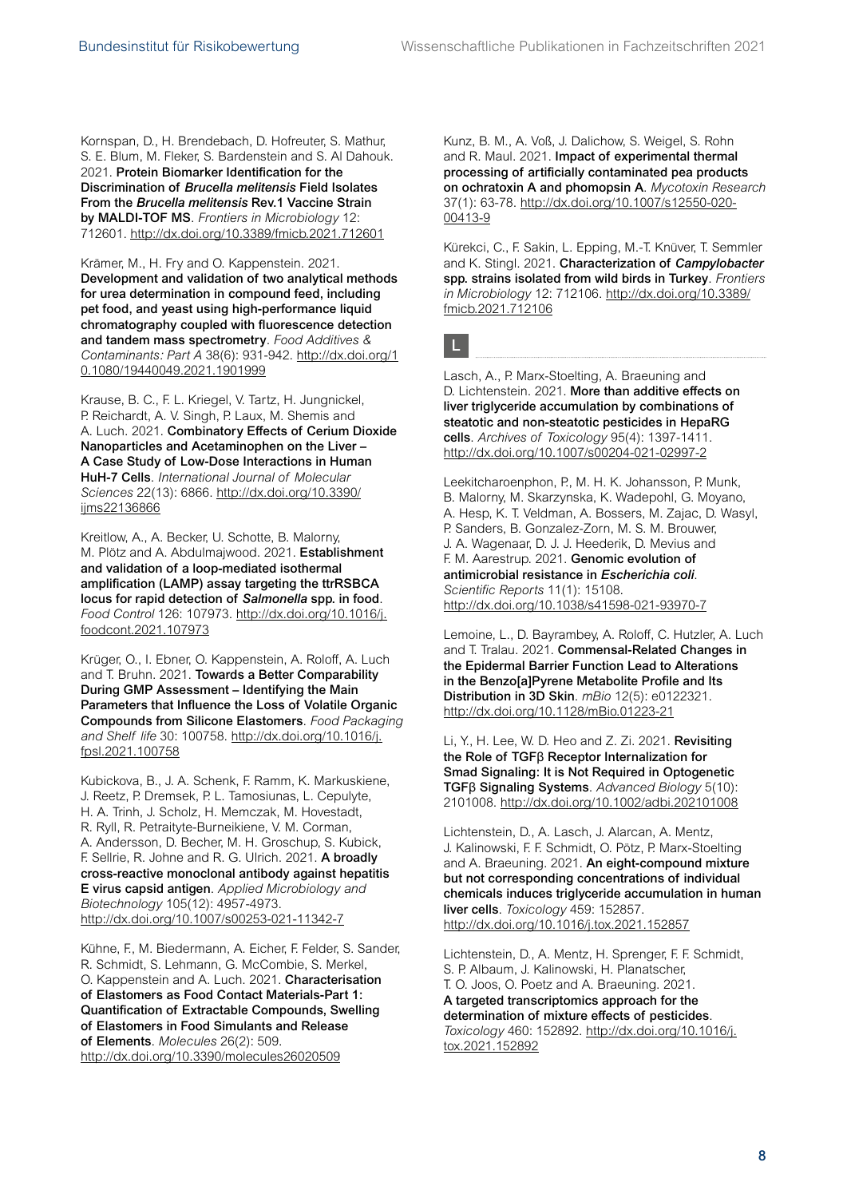Kornspan, D., H. Brendebach, D. Hofreuter, S. Mathur, S. E. Blum, M. Fleker, S. Bardenstein and S. Al Dahouk. 2021. **Protein Biomarker Identification for the Discrimination of *Brucella melitensis* Field Isolates From the *Brucella melitensis* Rev.1 Vaccine Strain by MALDI-TOF MS**. *Frontiers in Microbiology* 12: 712601. http://dx.doi.org/10.3389/fmicb.2021.712601

Krämer, M., H. Fry and O. Kappenstein. 2021. **Development and validation of two analytical methods for urea determination in compound feed, including pet food, and yeast using high-performance liquid chromatography coupled with fluorescence detection and tandem mass spectrometry**. *Food Additives & Contaminants: Part A* 38(6): 931-942. http://dx.doi.org/10.1080/19440049.2021.1901999

Krause, B. C., F. L. Kriegel, V. Tartz, H. Jungnickel, P. Reichardt, A. V. Singh, P. Laux, M. Shemis and A. Luch. 2021. **Combinatory Effects of Cerium Dioxide Nanoparticles and Acetaminophen on the Liver – A Case Study of Low-Dose Interactions in Human HuH-7 Cells**. *International Journal of Molecular Sciences* 22(13): 6866. http://dx.doi.org/10.3390/ijms22136866

Kreitlow, A., A. Becker, U. Schotte, B. Malorny, M. Plötz and A. Abdulmajwood. 2021. **Establishment and validation of a loop-mediated isothermal amplification (LAMP) assay targeting the ttrRSBCA locus for rapid detection of *Salmonella* spp. in food**. *Food Control* 126: 107973. http://dx.doi.org/10.1016/j.foodcont.2021.107973

Krüger, O., I. Ebner, O. Kappenstein, A. Roloff, A. Luch and T. Bruhn. 2021. **Towards a Better Comparability During GMP Assessment – Identifying the Main Parameters that Influence the Loss of Volatile Organic Compounds from Silicone Elastomers**. *Food Packaging and Shelf life* 30: 100758. http://dx.doi.org/10.1016/j.fpsl.2021.100758

Kubickova, B., J. A. Schenk, F. Ramm, K. Markuskiene, J. Reetz, P. Dremsek, P. L. Tamosiunas, L. Cepulyte, H. A. Trinh, J. Scholz, H. Memczak, M. Hovestadt, R. Ryll, R. Petraityte-Burneikiene, V. M. Corman, A. Andersson, D. Becher, M. H. Groschup, S. Kubick, F. Sellrie, R. Johne and R. G. Ulrich. 2021. **A broadly cross-reactive monoclonal antibody against hepatitis E virus capsid antigen**. *Applied Microbiology and Biotechnology* 105(12): 4957-4973. http://dx.doi.org/10.1007/s00253-021-11342-7

Kühne, F., M. Biedermann, A. Eicher, F. Felder, S. Sander, R. Schmidt, S. Lehmann, G. McCombie, S. Merkel, O. Kappenstein and A. Luch. 2021. **Characterisation of Elastomers as Food Contact Materials-Part 1: Quantification of Extractable Compounds, Swelling of Elastomers in Food Simulants and Release of Elements**. *Molecules* 26(2): 509. http://dx.doi.org/10.3390/molecules26020509

Kunz, B. M., A. Voß, J. Dalichow, S. Weigel, S. Rohn and R. Maul. 2021. **Impact of experimental thermal processing of artificially contaminated pea products on ochratoxin A and phomopsin A**. *Mycotoxin Research* 37(1): 63-78. http://dx.doi.org/10.1007/s12550-020-00413-9

Kürekci, C., F. Sakin, L. Epping, M.-T. Knüver, T. Semmler and K. Stingl. 2021. **Characterization of *Campylobacter* spp. strains isolated from wild birds in Turkey**. *Frontiers in Microbiology* 12: 712106. http://dx.doi.org/10.3389/fmicb.2021.712106

## L

Lasch, A., P. Marx-Stoelting, A. Braeuning and D. Lichtenstein. 2021. **More than additive effects on liver triglyceride accumulation by combinations of steatotic and non-steatotic pesticides in HepaRG cells**. *Archives of Toxicology* 95(4): 1397-1411. http://dx.doi.org/10.1007/s00204-021-02997-2

Leekitcharoenphon, P., M. H. K. Johansson, P. Munk, B. Malorny, M. Skarzynska, K. Wadepohl, G. Moyano, A. Hesp, K. T. Veldman, A. Bossers, M. Zajac, D. Wasyl, P. Sanders, B. Gonzalez-Zorn, M. S. M. Brouwer, J. A. Wagenaar, D. J. J. Heederik, D. Mevius and F. M. Aarestrup. 2021. **Genomic evolution of antimicrobial resistance in *Escherichia coli***. *Scientific Reports* 11(1): 15108. http://dx.doi.org/10.1038/s41598-021-93970-7

Lemoine, L., D. Bayrambey, A. Roloff, C. Hutzler, A. Luch and T. Tralau. 2021. **Commensal-Related Changes in the Epidermal Barrier Function Lead to Alterations in the Benzo[a]Pyrene Metabolite Profile and Its Distribution in 3D Skin**. *mBio* 12(5): e0122321. http://dx.doi.org/10.1128/mBio.01223-21

Li, Y., H. Lee, W. D. Heo and Z. Zi. 2021. **Revisiting the Role of TGFβ Receptor Internalization for Smad Signaling: It is Not Required in Optogenetic TGFβ Signaling Systems**. *Advanced Biology* 5(10): 2101008. http://dx.doi.org/10.1002/adbi.202101008

Lichtenstein, D., A. Lasch, J. Alarcan, A. Mentz, J. Kalinowski, F. F. Schmidt, O. Pötz, P. Marx-Stoelting and A. Braeuning. 2021. **An eight-compound mixture but not corresponding concentrations of individual chemicals induces triglyceride accumulation in human liver cells**. *Toxicology* 459: 152857. http://dx.doi.org/10.1016/j.tox.2021.152857

Lichtenstein, D., A. Mentz, H. Sprenger, F. F. Schmidt, S. P. Albaum, J. Kalinowski, H. Planatscher, T. O. Joos, O. Poetz and A. Braeuning. 2021. **A targeted transcriptomics approach for the determination of mixture effects of pesticides**. *Toxicology* 460: 152892. http://dx.doi.org/10.1016/j.tox.2021.152892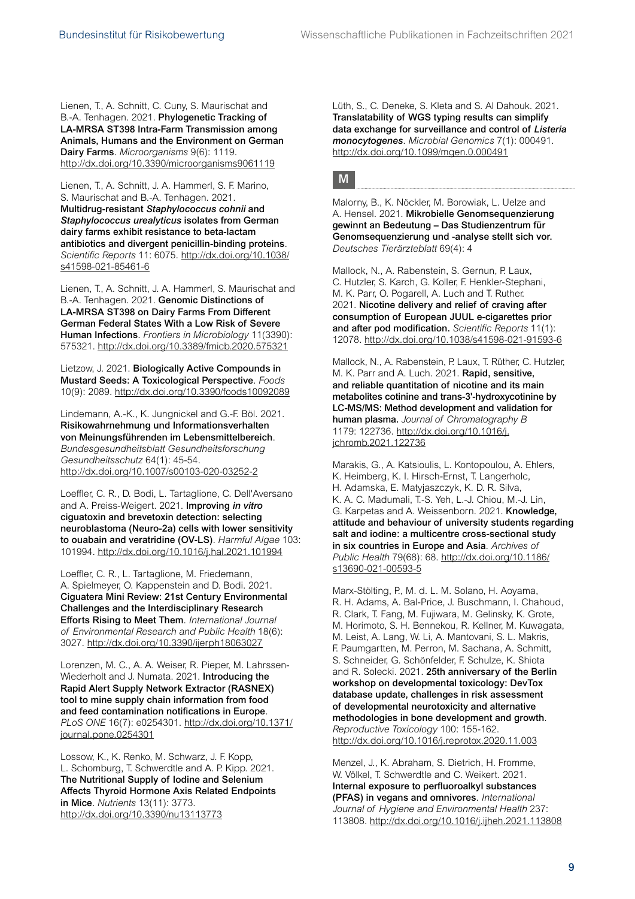Lienen, T., A. Schnitt, C. Cuny, S. Maurischat and B.-A. Tenhagen. 2021. **Phylogenetic Tracking of LA-MRSA ST398 Intra-Farm Transmission among Animals, Humans and the Environment on German Dairy Farms**. *Microorganisms* 9(6): 1119. http://dx.doi.org/10.3390/microorganisms9061119

Lienen, T., A. Schnitt, J. A. Hammerl, S. F. Marino, S. Maurischat and B.-A. Tenhagen. 2021. **Multidrug-resistant *Staphylococcus cohnii* and *Staphylococcus urealyticus* isolates from German dairy farms exhibit resistance to beta-lactam antibiotics and divergent penicillin-binding proteins**. *Scientific Reports* 11: 6075. http://dx.doi.org/10.1038/s41598-021-85461-6

Lienen, T., A. Schnitt, J. A. Hammerl, S. Maurischat and B.-A. Tenhagen. 2021. **Genomic Distinctions of LA-MRSA ST398 on Dairy Farms From Different German Federal States With a Low Risk of Severe Human Infections**. *Frontiers in Microbiology* 11(3390): 575321. http://dx.doi.org/10.3389/fmicb.2020.575321

Lietzow, J. 2021. **Biologically Active Compounds in Mustard Seeds: A Toxicological Perspective**. *Foods* 10(9): 2089. http://dx.doi.org/10.3390/foods10092089

Lindemann, A.-K., K. Jungnickel and G.-F. Böl. 2021. **Risikowahrnehmung und Informationsverhalten von Meinungsführenden im Lebensmittelbereich**. *Bundesgesundheitsblatt Gesundheitsforschung Gesundheitsschutz* 64(1): 45-54. http://dx.doi.org/10.1007/s00103-020-03252-2

Loeffler, C. R., D. Bodi, L. Tartaglione, C. Dell'Aversano and A. Preiss-Weigert. 2021. **Improving *in vitro* ciguatoxin and brevetoxin detection: selecting neuroblastoma (Neuro-2a) cells with lower sensitivity to ouabain and veratridine (OV-LS)**. *Harmful Algae* 103: 101994. http://dx.doi.org/10.1016/j.hal.2021.101994

Loeffler, C. R., L. Tartaglione, M. Friedemann, A. Spielmeyer, O. Kappenstein and D. Bodi. 2021. **Ciguatera Mini Review: 21st Century Environmental Challenges and the Interdisciplinary Research Efforts Rising to Meet Them**. *International Journal of Environmental Research and Public Health* 18(6): 3027. http://dx.doi.org/10.3390/ijerph18063027

Lorenzen, M. C., A. A. Weiser, R. Pieper, M. Lahrssen-Wiederholt and J. Numata. 2021. **Introducing the Rapid Alert Supply Network Extractor (RASNEX) tool to mine supply chain information from food and feed contamination notifications in Europe**. *PLoS ONE* 16(7): e0254301. http://dx.doi.org/10.1371/journal.pone.0254301

Lossow, K., K. Renko, M. Schwarz, J. F. Kopp, L. Schomburg, T. Schwerdtle and A. P. Kipp. 2021. **The Nutritional Supply of Iodine and Selenium Affects Thyroid Hormone Axis Related Endpoints in Mice**. *Nutrients* 13(11): 3773. http://dx.doi.org/10.3390/nu13113773

Lüth, S., C. Deneke, S. Kleta and S. Al Dahouk. 2021. **Translatability of WGS typing results can simplify data exchange for surveillance and control of *Listeria monocytogenes***. *Microbial Genomics* 7(1): 000491. http://dx.doi.org/10.1099/mgen.0.000491

## M

Malorny, B., K. Nöckler, M. Borowiak, L. Uelze and A. Hensel. 2021. **Mikrobielle Genomsequenzierung gewinnt an Bedeutung – Das Studienzentrum für Genomsequenzierung und -analyse stellt sich vor.** *Deutsches Tierärzteblatt* 69(4): 4

Mallock, N., A. Rabenstein, S. Gernun, P. Laux, C. Hutzler, S. Karch, G. Koller, F. Henkler-Stephani, M. K. Parr, O. Pogarell, A. Luch and T. Ruther. 2021. **Nicotine delivery and relief of craving after consumption of European JUUL e-cigarettes prior and after pod modification.** *Scientific Reports* 11(1): 12078. http://dx.doi.org/10.1038/s41598-021-91593-6

Mallock, N., A. Rabenstein, P. Laux, T. Rüther, C. Hutzler, M. K. Parr and A. Luch. 2021. **Rapid, sensitive, and reliable quantitation of nicotine and its main metabolites cotinine and trans-3'-hydroxycotinine by LC-MS/MS: Method development and validation for human plasma.** *Journal of Chromatography B* 1179: 122736. http://dx.doi.org/10.1016/j.jchromb.2021.122736

Marakis, G., A. Katsioulis, L. Kontopoulou, A. Ehlers, K. Heimberg, K. I. Hirsch-Ernst, T. Langerholc, H. Adamska, E. Matyjaszczyk, K. D. R. Silva, K. A. C. Madumali, T.-S. Yeh, L.-J. Chiou, M.-J. Lin, G. Karpetas and A. Weissenborn. 2021. **Knowledge, attitude and behaviour of university students regarding salt and iodine: a multicentre cross-sectional study in six countries in Europe and Asia**. *Archives of Public Health* 79(68): 68. http://dx.doi.org/10.1186/s13690-021-00593-5

Marx-Stölting, P., M. d. L. M. Solano, H. Aoyama, R. H. Adams, A. Bal-Price, J. Buschmann, I. Chahoud, R. Clark, T. Fang, M. Fujiwara, M. Gelinsky, K. Grote, M. Horimoto, S. H. Bennekou, R. Kellner, M. Kuwagata, M. Leist, A. Lang, W. Li, A. Mantovani, S. L. Makris, F. Paumgartten, M. Perron, M. Sachana, A. Schmitt, S. Schneider, G. Schönfelder, F. Schulze, K. Shiota and R. Solecki. 2021. **25th anniversary of the Berlin workshop on developmental toxicology: DevTox database update, challenges in risk assessment of developmental neurotoxicity and alternative methodologies in bone development and growth**. *Reproductive Toxicology* 100: 155-162. http://dx.doi.org/10.1016/j.reprotox.2020.11.003

Menzel, J., K. Abraham, S. Dietrich, H. Fromme, W. Völkel, T. Schwerdtle and C. Weikert. 2021. **Internal exposure to perfluoroalkyl substances (PFAS) in vegans and omnivores**. *International Journal of Hygiene and Environmental Health* 237: 113808. http://dx.doi.org/10.1016/j.ijheh.2021.113808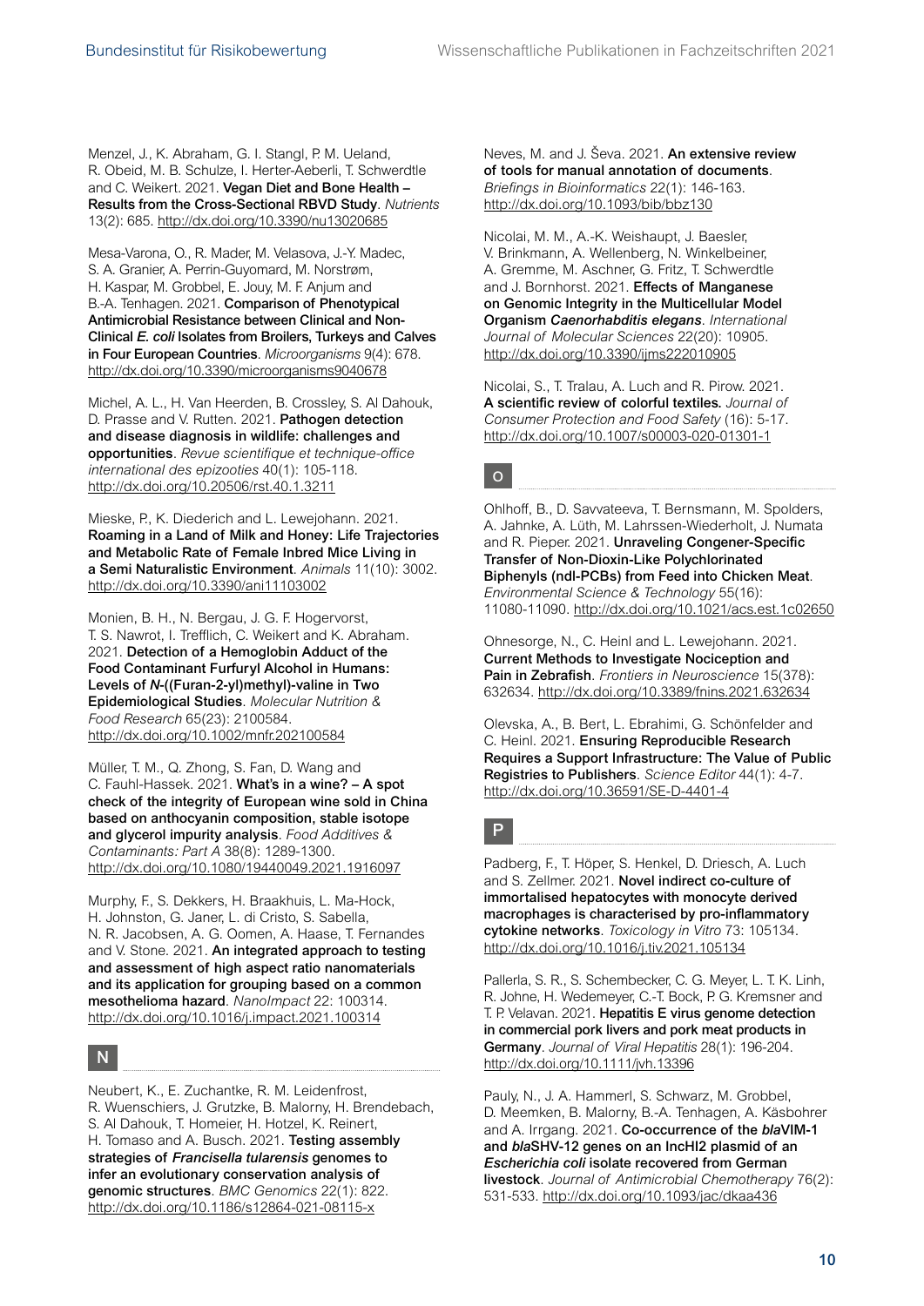Menzel, J., K. Abraham, G. I. Stangl, P. M. Ueland, R. Obeid, M. B. Schulze, I. Herter-Aeberli, T. Schwerdtle and C. Weikert. 2021. **Vegan Diet and Bone Health – Results from the Cross-Sectional RBVD Study**. *Nutrients* 13(2): 685. http://dx.doi.org/10.3390/nu13020685

Mesa-Varona, O., R. Mader, M. Velasova, J.-Y. Madec, S. A. Granier, A. Perrin-Guyomard, M. Norstrøm, H. Kaspar, M. Grobbel, E. Jouy, M. F. Anjum and B.-A. Tenhagen. 2021. **Comparison of Phenotypical Antimicrobial Resistance between Clinical and Non-Clinical *E. coli* Isolates from Broilers, Turkeys and Calves in Four European Countries**. *Microorganisms* 9(4): 678. http://dx.doi.org/10.3390/microorganisms9040678

Michel, A. L., H. Van Heerden, B. Crossley, S. Al Dahouk, D. Prasse and V. Rutten. 2021. **Pathogen detection and disease diagnosis in wildlife: challenges and opportunities**. *Revue scientifique et technique-office international des epizooties* 40(1): 105-118. http://dx.doi.org/10.20506/rst.40.1.3211

Mieske, P., K. Diederich and L. Lewejohann. 2021. **Roaming in a Land of Milk and Honey: Life Trajectories and Metabolic Rate of Female Inbred Mice Living in a Semi Naturalistic Environment**. *Animals* 11(10): 3002. http://dx.doi.org/10.3390/ani11103002

Monien, B. H., N. Bergau, J. G. F. Hogervorst, T. S. Nawrot, I. Trefflich, C. Weikert and K. Abraham. 2021. **Detection of a Hemoglobin Adduct of the Food Contaminant Furfuryl Alcohol in Humans: Levels of *N*-((Furan-2-yl)methyl)-valine in Two Epidemiological Studies**. *Molecular Nutrition & Food Research* 65(23): 2100584. http://dx.doi.org/10.1002/mnfr.202100584

Müller, T. M., Q. Zhong, S. Fan, D. Wang and C. Fauhl-Hassek. 2021. **What's in a wine? – A spot check of the integrity of European wine sold in China based on anthocyanin composition, stable isotope and glycerol impurity analysis**. *Food Additives & Contaminants: Part A* 38(8): 1289-1300. http://dx.doi.org/10.1080/19440049.2021.1916097

Murphy, F., S. Dekkers, H. Braakhuis, L. Ma-Hock, H. Johnston, G. Janer, L. di Cristo, S. Sabella, N. R. Jacobsen, A. G. Oomen, A. Haase, T. Fernandes and V. Stone. 2021. **An integrated approach to testing and assessment of high aspect ratio nanomaterials and its application for grouping based on a common mesothelioma hazard**. *NanoImpact* 22: 100314. http://dx.doi.org/10.1016/j.impact.2021.100314

## N

Neubert, K., E. Zuchantke, R. M. Leidenfrost, R. Wuenschiers, J. Grutzke, B. Malorny, H. Brendebach, S. Al Dahouk, T. Homeier, H. Hotzel, K. Reinert, H. Tomaso and A. Busch. 2021. **Testing assembly strategies of *Francisella tularensis* genomes to infer an evolutionary conservation analysis of genomic structures**. *BMC Genomics* 22(1): 822. http://dx.doi.org/10.1186/s12864-021-08115-x

Neves, M. and J. Ševa. 2021. **An extensive review of tools for manual annotation of documents**. *Briefings in Bioinformatics* 22(1): 146-163. http://dx.doi.org/10.1093/bib/bbz130

Nicolai, M. M., A.-K. Weishaupt, J. Baesler, V. Brinkmann, A. Wellenberg, N. Winkelbeiner, A. Gremme, M. Aschner, G. Fritz, T. Schwerdtle and J. Bornhorst. 2021. **Effects of Manganese on Genomic Integrity in the Multicellular Model Organism *Caenorhabditis elegans***. *International Journal of Molecular Sciences* 22(20): 10905. http://dx.doi.org/10.3390/ijms222010905

Nicolai, S., T. Tralau, A. Luch and R. Pirow. 2021. **A scientific review of colorful textiles**. *Journal of Consumer Protection and Food Safety* (16): 5-17. http://dx.doi.org/10.1007/s00003-020-01301-1

## O

Ohlhoff, B., D. Savvateeva, T. Bernsmann, M. Spolders, A. Jahnke, A. Lüth, M. Lahrssen-Wiederholt, J. Numata and R. Pieper. 2021. **Unraveling Congener-Specific Transfer of Non-Dioxin-Like Polychlorinated Biphenyls (ndl-PCBs) from Feed into Chicken Meat**. *Environmental Science & Technology* 55(16): 11080-11090. http://dx.doi.org/10.1021/acs.est.1c02650

Ohnesorge, N., C. Heinl and L. Lewejohann. 2021. **Current Methods to Investigate Nociception and Pain in Zebrafish**. *Frontiers in Neuroscience* 15(378): 632634. http://dx.doi.org/10.3389/fnins.2021.632634

Olevska, A., B. Bert, L. Ebrahimi, G. Schönfelder and C. Heinl. 2021. **Ensuring Reproducible Research Requires a Support Infrastructure: The Value of Public Registries to Publishers**. *Science Editor* 44(1): 4-7. http://dx.doi.org/10.36591/SE-D-4401-4

## P

Padberg, F., T. Höper, S. Henkel, D. Driesch, A. Luch and S. Zellmer. 2021. **Novel indirect co-culture of immortalised hepatocytes with monocyte derived macrophages is characterised by pro-inflammatory cytokine networks**. *Toxicology in Vitro* 73: 105134. http://dx.doi.org/10.1016/j.tiv.2021.105134

Pallerla, S. R., S. Schembecker, C. G. Meyer, L. T. K. Linh, R. Johne, H. Wedemeyer, C.-T. Bock, P. G. Kremsner and T. P. Velavan. 2021. **Hepatitis E virus genome detection in commercial pork livers and pork meat products in Germany**. *Journal of Viral Hepatitis* 28(1): 196-204. http://dx.doi.org/10.1111/jvh.13396

Pauly, N., J. A. Hammerl, S. Schwarz, M. Grobbel, D. Meemken, B. Malorny, B.-A. Tenhagen, A. Käsbohrer and A. Irrgang. 2021. **Co-occurrence of the *bla*VIM-1 and *bla*SHV-12 genes on an IncHI2 plasmid of an *Escherichia coli* isolate recovered from German livestock**. *Journal of Antimicrobial Chemotherapy* 76(2): 531-533. http://dx.doi.org/10.1093/jac/dkaa436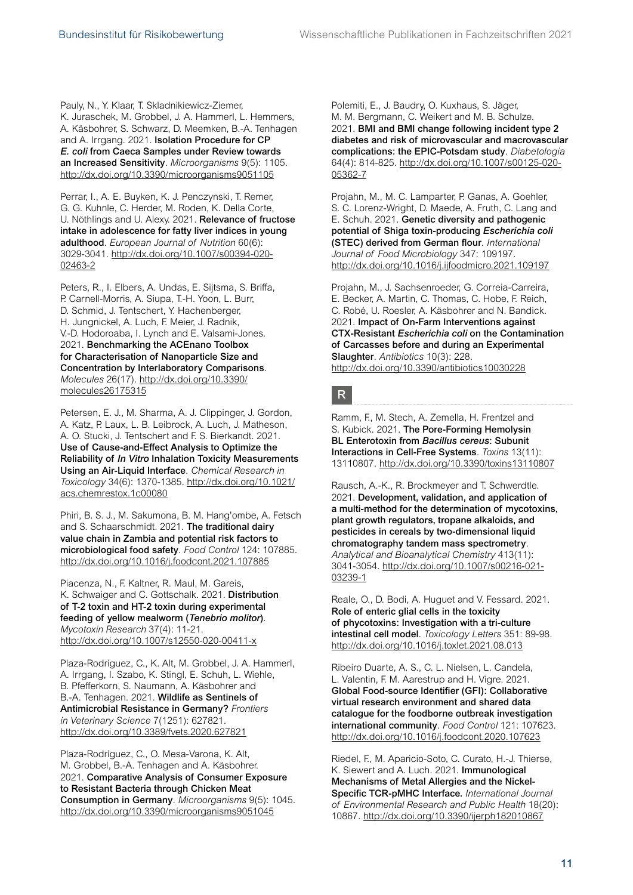Pauly, N., Y. Klaar, T. Skladnikiewicz-Ziemer, K. Juraschek, M. Grobbel, J. A. Hammerl, L. Hemmers, A. Käsbohrer, S. Schwarz, D. Meemken, B.-A. Tenhagen and A. Irrgang. 2021. **Isolation Procedure for CP *E. coli* from Caeca Samples under Review towards an Increased Sensitivity**. *Microorganisms* 9(5): 1105. http://dx.doi.org/10.3390/microorganisms9051105

Perrar, I., A. E. Buyken, K. J. Penczynski, T. Remer, G. G. Kuhnle, C. Herder, M. Roden, K. Della Corte, U. Nöthlings and U. Alexy. 2021. **Relevance of fructose intake in adolescence for fatty liver indices in young adulthood**. *European Journal of Nutrition* 60(6): 3029-3041. http://dx.doi.org/10.1007/s00394-020-02463-2

Peters, R., I. Elbers, A. Undas, E. Sijtsma, S. Briffa, P. Carnell-Morris, A. Siupa, T.-H. Yoon, L. Burr, D. Schmid, J. Tentschert, Y. Hachenberger, H. Jungnickel, A. Luch, F. Meier, J. Radnik, V.-D. Hodoroaba, I. Lynch and E. Valsami-Jones. 2021. **Benchmarking the ACEnano Toolbox for Characterisation of Nanoparticle Size and Concentration by Interlaboratory Comparisons**. *Molecules* 26(17). http://dx.doi.org/10.3390/molecules26175315

Petersen, E. J., M. Sharma, A. J. Clippinger, J. Gordon, A. Katz, P. Laux, L. B. Leibrock, A. Luch, J. Matheson, A. O. Stucki, J. Tentschert and F. S. Bierkandt. 2021. **Use of Cause-and-Effect Analysis to Optimize the Reliability of *In Vitro* Inhalation Toxicity Measurements Using an Air-Liquid Interface**. *Chemical Research in Toxicology* 34(6): 1370-1385. http://dx.doi.org/10.1021/acs.chemrestox.1c00080

Phiri, B. S. J., M. Sakumona, B. M. Hang'ombe, A. Fetsch and S. Schaarschmidt. 2021. **The traditional dairy value chain in Zambia and potential risk factors to microbiological food safety**. *Food Control* 124: 107885. http://dx.doi.org/10.1016/j.foodcont.2021.107885

Piacenza, N., F. Kaltner, R. Maul, M. Gareis, K. Schwaiger and C. Gottschalk. 2021. **Distribution of T-2 toxin and HT-2 toxin during experimental feeding of yellow mealworm (*Tenebrio molitor*)**. *Mycotoxin Research* 37(4): 11-21. http://dx.doi.org/10.1007/s12550-020-00411-x

Plaza-Rodríguez, C., K. Alt, M. Grobbel, J. A. Hammerl, A. Irrgang, I. Szabo, K. Stingl, E. Schuh, L. Wiehle, B. Pfefferkorn, S. Naumann, A. Käsbohrer and B.-A. Tenhagen. 2021. **Wildlife as Sentinels of Antimicrobial Resistance in Germany?** *Frontiers in Veterinary Science* 7(1251): 627821. http://dx.doi.org/10.3389/fvets.2020.627821

Plaza-Rodríguez, C., O. Mesa-Varona, K. Alt, M. Grobbel, B.-A. Tenhagen and A. Käsbohrer. 2021. **Comparative Analysis of Consumer Exposure to Resistant Bacteria through Chicken Meat Consumption in Germany**. *Microorganisms* 9(5): 1045. http://dx.doi.org/10.3390/microorganisms9051045

Polemiti, E., J. Baudry, O. Kuxhaus, S. Jäger, M. M. Bergmann, C. Weikert and M. B. Schulze. 2021. **BMI and BMI change following incident type 2 diabetes and risk of microvascular and macrovascular complications: the EPIC-Potsdam study**. *Diabetologia* 64(4): 814-825. http://dx.doi.org/10.1007/s00125-020-05362-7

Projahn, M., M. C. Lamparter, P. Ganas, A. Goehler, S. C. Lorenz-Wright, D. Maede, A. Fruth, C. Lang and E. Schuh. 2021. **Genetic diversity and pathogenic potential of Shiga toxin-producing *Escherichia coli* (STEC) derived from German flour**. *International Journal of Food Microbiology* 347: 109197. http://dx.doi.org/10.1016/j.ijfoodmicro.2021.109197

Projahn, M., J. Sachsenroeder, G. Correia-Carreira, E. Becker, A. Martin, C. Thomas, C. Hobe, F. Reich, C. Robé, U. Roesler, A. Käsbohrer and N. Bandick. 2021. **Impact of On-Farm Interventions against CTX-Resistant *Escherichia coli* on the Contamination of Carcasses before and during an Experimental Slaughter**. *Antibiotics* 10(3): 228. http://dx.doi.org/10.3390/antibiotics10030228

## R

Ramm, F., M. Stech, A. Zemella, H. Frentzel and S. Kubick. 2021. **The Pore-Forming Hemolysin BL Enterotoxin from *Bacillus cereus*: Subunit Interactions in Cell-Free Systems**. *Toxins* 13(11): 13110807. http://dx.doi.org/10.3390/toxins13110807

Rausch, A.-K., R. Brockmeyer and T. Schwerdtle. 2021. **Development, validation, and application of a multi-method for the determination of mycotoxins, plant growth regulators, tropane alkaloids, and pesticides in cereals by two-dimensional liquid chromatography tandem mass spectrometry**. *Analytical and Bioanalytical Chemistry* 413(11): 3041-3054. http://dx.doi.org/10.1007/s00216-021-03239-1

Reale, O., D. Bodi, A. Huguet and V. Fessard. 2021. **Role of enteric glial cells in the toxicity of phycotoxins: Investigation with a tri-culture intestinal cell model**. *Toxicology Letters* 351: 89-98. http://dx.doi.org/10.1016/j.toxlet.2021.08.013

Ribeiro Duarte, A. S., C. L. Nielsen, L. Candela, L. Valentin, F. M. Aarestrup and H. Vigre. 2021. **Global Food-source Identifier (GFI): Collaborative virtual research environment and shared data catalogue for the foodborne outbreak investigation international community**. *Food Control* 121: 107623. http://dx.doi.org/10.1016/j.foodcont.2020.107623

Riedel, F., M. Aparicio-Soto, C. Curato, H.-J. Thierse, K. Siewert and A. Luch. 2021. **Immunological Mechanisms of Metal Allergies and the Nickel-Specific TCR-pMHC Interface.** *International Journal of Environmental Research and Public Health* 18(20): 10867. http://dx.doi.org/10.3390/ijerph182010867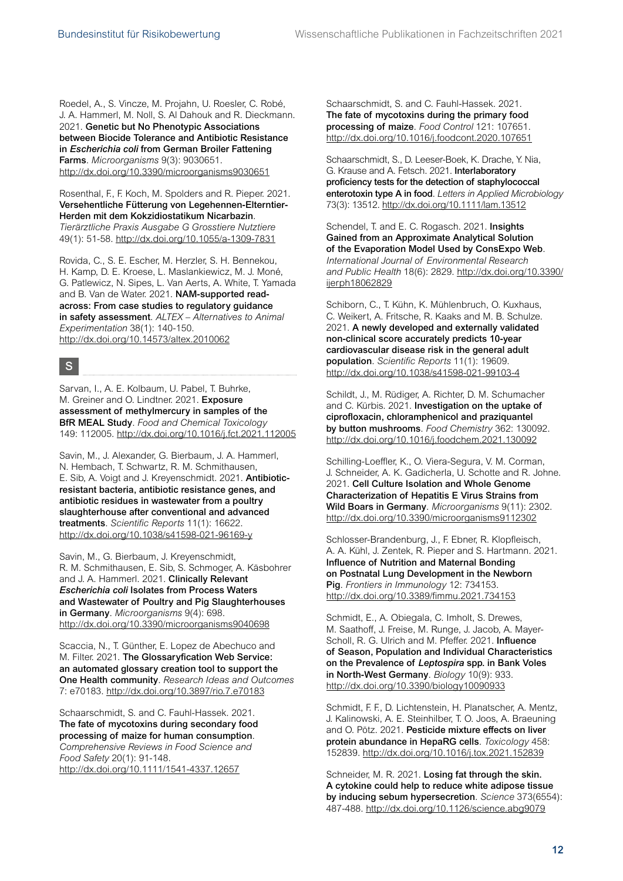Roedel, A., S. Vincze, M. Projahn, U. Roesler, C. Robé, J. A. Hammerl, M. Noll, S. Al Dahouk and R. Dieckmann. 2021. **Genetic but No Phenotypic Associations between Biocide Tolerance and Antibiotic Resistance in *Escherichia coli* from German Broiler Fattening Farms**. *Microorganisms* 9(3): 9030651. http://dx.doi.org/10.3390/microorganisms9030651

Rosenthal, F., F. Koch, M. Spolders and R. Pieper. 2021. **Versehentliche Fütterung von Legehennen-Elterntier-Herden mit dem Kokzidiostatikum Nicarbazin**. *Tierärztliche Praxis Ausgabe G Grosstiere Nutztiere* 49(1): 51-58. http://dx.doi.org/10.1055/a-1309-7831

Rovida, C., S. E. Escher, M. Herzler, S. H. Bennekou, H. Kamp, D. E. Kroese, L. Maslankiewicz, M. J. Moné, G. Patlewicz, N. Sipes, L. Van Aerts, A. White, T. Yamada and B. Van de Water. 2021. **NAM-supported read-across: From case studies to regulatory guidance in safety assessment**. *ALTEX – Alternatives to Animal Experimentation* 38(1): 140-150. http://dx.doi.org/10.14573/altex.2010062

## S

Sarvan, I., A. E. Kolbaum, U. Pabel, T. Buhrke, M. Greiner and O. Lindtner. 2021. **Exposure assessment of methylmercury in samples of the BfR MEAL Study**. *Food and Chemical Toxicology* 149: 112005. http://dx.doi.org/10.1016/j.fct.2021.112005

Savin, M., J. Alexander, G. Bierbaum, J. A. Hammerl, N. Hembach, T. Schwartz, R. M. Schmithausen, E. Sib, A. Voigt and J. Kreyenschmidt. 2021. **Antibiotic-resistant bacteria, antibiotic resistance genes, and antibiotic residues in wastewater from a poultry slaughterhouse after conventional and advanced treatments**. *Scientific Reports* 11(1): 16622. http://dx.doi.org/10.1038/s41598-021-96169-y

Savin, M., G. Bierbaum, J. Kreyenschmidt, R. M. Schmithausen, E. Sib, S. Schmoger, A. Käsbohrer and J. A. Hammerl. 2021. **Clinically Relevant *Escherichia coli* Isolates from Process Waters and Wastewater of Poultry and Pig Slaughterhouses in Germany**. *Microorganisms* 9(4): 698. http://dx.doi.org/10.3390/microorganisms9040698

Scaccia, N., T. Günther, E. Lopez de Abechuco and M. Filter. 2021. **The Glossaryfication Web Service: an automated glossary creation tool to support the One Health community**. *Research Ideas and Outcomes* 7: e70183. http://dx.doi.org/10.3897/rio.7.e70183

Schaarschmidt, S. and C. Fauhl-Hassek. 2021. **The fate of mycotoxins during secondary food processing of maize for human consumption**. *Comprehensive Reviews in Food Science and Food Safety* 20(1): 91-148. http://dx.doi.org/10.1111/1541-4337.12657

Schaarschmidt, S. and C. Fauhl-Hassek. 2021. **The fate of mycotoxins during the primary food processing of maize**. *Food Control* 121: 107651. http://dx.doi.org/10.1016/j.foodcont.2020.107651

Schaarschmidt, S., D. Leeser-Boek, K. Drache, Y. Nia, G. Krause and A. Fetsch. 2021. **Interlaboratory proficiency tests for the detection of staphylococcal enterotoxin type A in food**. *Letters in Applied Microbiology* 73(3): 13512. http://dx.doi.org/10.1111/lam.13512

Schendel, T. and E. C. Rogasch. 2021. **Insights Gained from an Approximate Analytical Solution of the Evaporation Model Used by ConsExpo Web**. *International Journal of Environmental Research and Public Health* 18(6): 2829. http://dx.doi.org/10.3390/ijerph18062829

Schiborn, C., T. Kühn, K. Mühlenbruch, O. Kuxhaus, C. Weikert, A. Fritsche, R. Kaaks and M. B. Schulze. 2021. **A newly developed and externally validated non-clinical score accurately predicts 10-year cardiovascular disease risk in the general adult population**. *Scientific Reports* 11(1): 19609. http://dx.doi.org/10.1038/s41598-021-99103-4

Schildt, J., M. Rüdiger, A. Richter, D. M. Schumacher and C. Kürbis. 2021. **Investigation on the uptake of ciprofloxacin, chloramphenicol and praziquantel by button mushrooms**. *Food Chemistry* 362: 130092. http://dx.doi.org/10.1016/j.foodchem.2021.130092

Schilling-Loeffler, K., O. Viera-Segura, V. M. Corman, J. Schneider, A. K. Gadicherla, U. Schotte and R. Johne. 2021. **Cell Culture Isolation and Whole Genome Characterization of Hepatitis E Virus Strains from Wild Boars in Germany**. *Microorganisms* 9(11): 2302. http://dx.doi.org/10.3390/microorganisms9112302

Schlosser-Brandenburg, J., F. Ebner, R. Klopfleisch, A. A. Kühl, J. Zentek, R. Pieper and S. Hartmann. 2021. **Influence of Nutrition and Maternal Bonding on Postnatal Lung Development in the Newborn Pig**. *Frontiers in Immunology* 12: 734153. http://dx.doi.org/10.3389/fimmu.2021.734153

Schmidt, E., A. Obiegala, C. Imholt, S. Drewes, M. Saathoff, J. Freise, M. Runge, J. Jacob, A. Mayer-Scholl, R. G. Ulrich and M. Pfeffer. 2021. **Influence of Season, Population and Individual Characteristics on the Prevalence of *Leptospira* spp. in Bank Voles in North-West Germany**. *Biology* 10(9): 933. http://dx.doi.org/10.3390/biology10090933

Schmidt, F. F., D. Lichtenstein, H. Planatscher, A. Mentz, J. Kalinowski, A. E. Steinhilber, T. O. Joos, A. Braeuning and O. Pötz. 2021. **Pesticide mixture effects on liver protein abundance in HepaRG cells**. *Toxicology* 458: 152839. http://dx.doi.org/10.1016/j.tox.2021.152839

Schneider, M. R. 2021. **Losing fat through the skin. A cytokine could help to reduce white adipose tissue by inducing sebum hypersecretion**. *Science* 373(6554): 487-488. http://dx.doi.org/10.1126/science.abg9079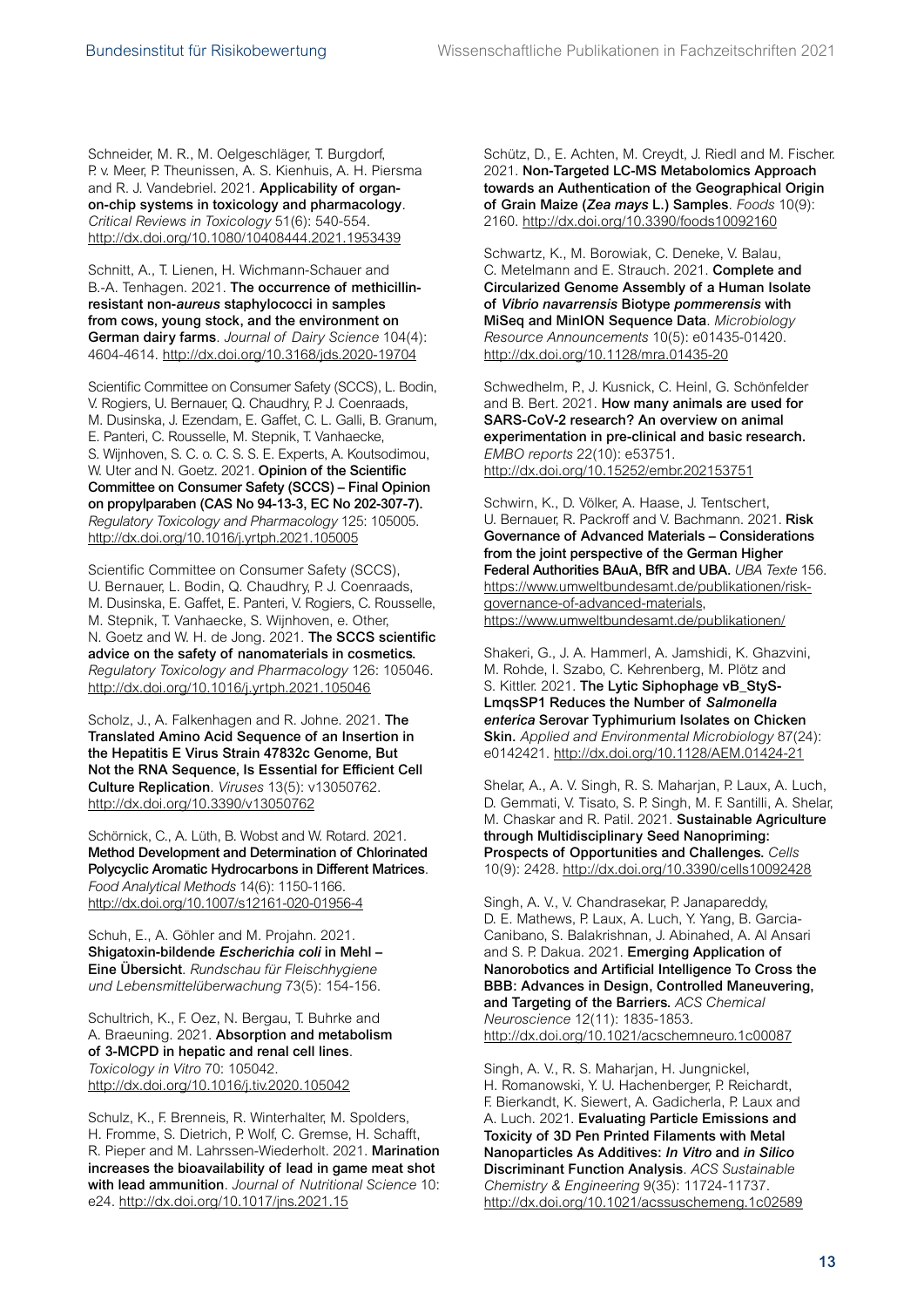Schneider, M. R., M. Oelgeschläger, T. Burgdorf, P. v. Meer, P. Theunissen, A. S. Kienhuis, A. H. Piersma and R. J. Vandebriel. 2021. **Applicability of organ-on-chip systems in toxicology and pharmacology**. *Critical Reviews in Toxicology* 51(6): 540-554. http://dx.doi.org/10.1080/10408444.2021.1953439

Schnitt, A., T. Lienen, H. Wichmann-Schauer and B.-A. Tenhagen. 2021. **The occurrence of methicillin-resistant non-*aureus* staphylococci in samples from cows, young stock, and the environment on German dairy farms**. *Journal of Dairy Science* 104(4): 4604-4614. http://dx.doi.org/10.3168/jds.2020-19704

Scientific Committee on Consumer Safety (SCCS), L. Bodin, V. Rogiers, U. Bernauer, Q. Chaudhry, P. J. Coenraads, M. Dusinska, J. Ezendam, E. Gaffet, C. L. Galli, B. Granum, E. Panteri, C. Rousselle, M. Stepnik, T. Vanhaecke, S. Wijnhoven, S. C. o. C. S. S. E. Experts, A. Koutsodimou, W. Uter and N. Goetz. 2021. **Opinion of the Scientific Committee on Consumer Safety (SCCS) – Final Opinion on propylparaben (CAS No 94-13-3, EC No 202-307-7).** *Regulatory Toxicology and Pharmacology* 125: 105005. http://dx.doi.org/10.1016/j.yrtph.2021.105005

Scientific Committee on Consumer Safety (SCCS), U. Bernauer, L. Bodin, Q. Chaudhry, P. J. Coenraads, M. Dusinska, E. Gaffet, E. Panteri, V. Rogiers, C. Rousselle, M. Stepnik, T. Vanhaecke, S. Wijnhoven, e. Other, N. Goetz and W. H. de Jong. 2021. **The SCCS scientific advice on the safety of nanomaterials in cosmetics.** *Regulatory Toxicology and Pharmacology* 126: 105046. http://dx.doi.org/10.1016/j.yrtph.2021.105046

Scholz, J., A. Falkenhagen and R. Johne. 2021. **The Translated Amino Acid Sequence of an Insertion in the Hepatitis E Virus Strain 47832c Genome, But Not the RNA Sequence, Is Essential for Efficient Cell Culture Replication**. *Viruses* 13(5): v13050762. http://dx.doi.org/10.3390/v13050762

Schörnick, C., A. Lüth, B. Wobst and W. Rotard. 2021. **Method Development and Determination of Chlorinated Polycyclic Aromatic Hydrocarbons in Different Matrices**. *Food Analytical Methods* 14(6): 1150-1166. http://dx.doi.org/10.1007/s12161-020-01956-4

Schuh, E., A. Göhler and M. Projahn. 2021. **Shigatoxin-bildende *Escherichia coli* in Mehl – Eine Übersicht**. *Rundschau für Fleischhygiene und Lebensmittelüberwachung* 73(5): 154-156.

Schultrich, K., F. Oez, N. Bergau, T. Buhrke and A. Braeuning. 2021. **Absorption and metabolism of 3-MCPD in hepatic and renal cell lines**. *Toxicology in Vitro* 70: 105042. http://dx.doi.org/10.1016/j.tiv.2020.105042

Schulz, K., F. Brenneis, R. Winterhalter, M. Spolders, H. Fromme, S. Dietrich, P. Wolf, C. Gremse, H. Schafft, R. Pieper and M. Lahrssen-Wiederholt. 2021. **Marination increases the bioavailability of lead in game meat shot with lead ammunition**. *Journal of Nutritional Science* 10: e24. http://dx.doi.org/10.1017/jns.2021.15

Schütz, D., E. Achten, M. Creydt, J. Riedl and M. Fischer. 2021. **Non-Targeted LC-MS Metabolomics Approach towards an Authentication of the Geographical Origin of Grain Maize (*Zea mays* L.) Samples**. *Foods* 10(9): 2160. http://dx.doi.org/10.3390/foods10092160

Schwartz, K., M. Borowiak, C. Deneke, V. Balau, C. Metelmann and E. Strauch. 2021. **Complete and Circularized Genome Assembly of a Human Isolate of *Vibrio navarrensis* Biotype *pommerensis* with MiSeq and MinION Sequence Data**. *Microbiology Resource Announcements* 10(5): e01435-01420. http://dx.doi.org/10.1128/mra.01435-20

Schwedhelm, P., J. Kusnick, C. Heinl, G. Schönfelder and B. Bert. 2021. **How many animals are used for SARS-CoV-2 research? An overview on animal experimentation in pre-clinical and basic research.** *EMBO reports* 22(10): e53751. http://dx.doi.org/10.15252/embr.202153751

Schwirn, K., D. Völker, A. Haase, J. Tentschert, U. Bernauer, R. Packroff and V. Bachmann. 2021. **Risk Governance of Advanced Materials – Considerations from the joint perspective of the German Higher Federal Authorities BAuA, BfR and UBA.** *UBA Texte* 156. https://www.umweltbundesamt.de/publikationen/risk-governance-of-advanced-materials, https://www.umweltbundesamt.de/publikationen/

Shakeri, G., J. A. Hammerl, A. Jamshidi, K. Ghazvini, M. Rohde, I. Szabo, C. Kehrenberg, M. Plötz and S. Kittler. 2021. **The Lytic Siphophage vB_StyS-LmqsSP1 Reduces the Number of *Salmonella enterica* Serovar Typhimurium Isolates on Chicken Skin.** *Applied and Environmental Microbiology* 87(24): e0142421. http://dx.doi.org/10.1128/AEM.01424-21

Shelar, A., A. V. Singh, R. S. Maharjan, P. Laux, A. Luch, D. Gemmati, V. Tisato, S. P. Singh, M. F. Santilli, A. Shelar, M. Chaskar and R. Patil. 2021. **Sustainable Agriculture through Multidisciplinary Seed Nanopriming: Prospects of Opportunities and Challenges.** *Cells* 10(9): 2428. http://dx.doi.org/10.3390/cells10092428

Singh, A. V., V. Chandrasekar, P. Janapareddy, D. E. Mathews, P. Laux, A. Luch, Y. Yang, B. Garcia-Canibano, S. Balakrishnan, J. Abinahed, A. Al Ansari and S. P. Dakua. 2021. **Emerging Application of Nanorobotics and Artificial Intelligence To Cross the BBB: Advances in Design, Controlled Maneuvering, and Targeting of the Barriers.** *ACS Chemical Neuroscience* 12(11): 1835-1853. http://dx.doi.org/10.1021/acschemneuro.1c00087

Singh, A. V., R. S. Maharjan, H. Jungnickel, H. Romanowski, Y. U. Hachenberger, P. Reichardt, F. Bierkandt, K. Siewert, A. Gadicherla, P. Laux and A. Luch. 2021. **Evaluating Particle Emissions and Toxicity of 3D Pen Printed Filaments with Metal Nanoparticles As Additives: *In Vitro* and *in Silico* Discriminant Function Analysis**. *ACS Sustainable Chemistry & Engineering* 9(35): 11724-11737. http://dx.doi.org/10.1021/acssuschemeng.1c02589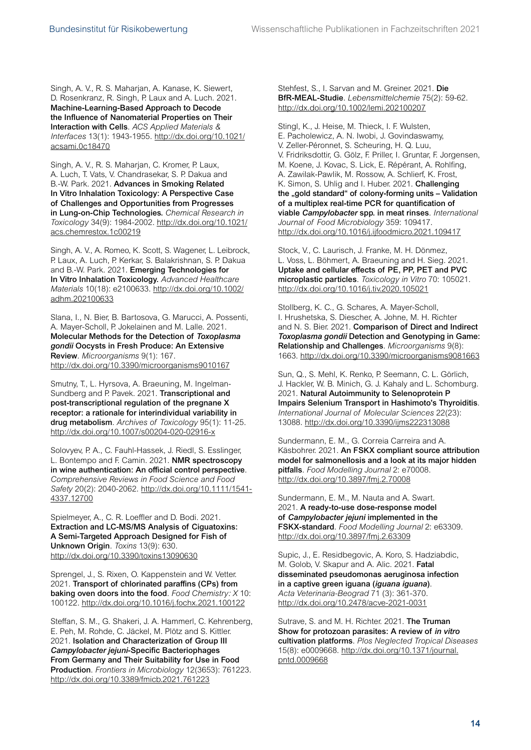Singh, A. V., R. S. Maharjan, A. Kanase, K. Siewert, D. Rosenkranz, R. Singh, P. Laux and A. Luch. 2021. **Machine-Learning-Based Approach to Decode the Influence of Nanomaterial Properties on Their Interaction with Cells**. *ACS Applied Materials & Interfaces* 13(1): 1943-1955. http://dx.doi.org/10.1021/acsami.0c18470

Singh, A. V., R. S. Maharjan, C. Kromer, P. Laux, A. Luch, T. Vats, V. Chandrasekar, S. P. Dakua and B.-W. Park. 2021. **Advances in Smoking Related In Vitro Inhalation Toxicology: A Perspective Case of Challenges and Opportunities from Progresses in Lung-on-Chip Technologies**. *Chemical Research in Toxicology* 34(9): 1984-2002. http://dx.doi.org/10.1021/acs.chemrestox.1c00219

Singh, A. V., A. Romeo, K. Scott, S. Wagener, L. Leibrock, P. Laux, A. Luch, P. Kerkar, S. Balakrishnan, S. P. Dakua and B.-W. Park. 2021. **Emerging Technologies for In Vitro Inhalation Toxicology**. *Advanced Healthcare Materials* 10(18): e2100633. http://dx.doi.org/10.1002/adhm.202100633

Slana, I., N. Bier, B. Bartosova, G. Marucci, A. Possenti, A. Mayer-Scholl, P. Jokelainen and M. Lalle. 2021. **Molecular Methods for the Detection of *Toxoplasma gondii* Oocysts in Fresh Produce: An Extensive Review**. *Microorganisms* 9(1): 167. http://dx.doi.org/10.3390/microorganisms9010167

Smutny, T., L. Hyrsova, A. Braeuning, M. Ingelman-Sundberg and P. Pavek. 2021. **Transcriptional and post-transcriptional regulation of the pregnane X receptor: a rationale for interindividual variability in drug metabolism**. *Archives of Toxicology* 95(1): 11-25. http://dx.doi.org/10.1007/s00204-020-02916-x

Solovyev, P. A., C. Fauhl-Hassek, J. Riedl, S. Esslinger, L. Bontempo and F. Camin. 2021. **NMR spectroscopy in wine authentication: An official control perspective**. *Comprehensive Reviews in Food Science and Food Safety* 20(2): 2040-2062. http://dx.doi.org/10.1111/1541-4337.12700

Spielmeyer, A., C. R. Loeffler and D. Bodi. 2021. **Extraction and LC-MS/MS Analysis of Ciguatoxins: A Semi-Targeted Approach Designed for Fish of Unknown Origin**. *Toxins* 13(9): 630. http://dx.doi.org/10.3390/toxins13090630

Sprengel, J., S. Rixen, O. Kappenstein and W. Vetter. 2021. **Transport of chlorinated paraffins (CPs) from baking oven doors into the food**. *Food Chemistry: X* 10: 100122. http://dx.doi.org/10.1016/j.fochx.2021.100122

Steffan, S. M., G. Shakeri, J. A. Hammerl, C. Kehrenberg, E. Peh, M. Rohde, C. Jäckel, M. Plötz and S. Kittler. 2021. **Isolation and Characterization of Group III *Campylobacter jejuni*-Specific Bacteriophages From Germany and Their Suitability for Use in Food Production**. *Frontiers in Microbiology* 12(3653): 761223. http://dx.doi.org/10.3389/fmicb.2021.761223

Stehfest, S., I. Sarvan and M. Greiner. 2021. **Die BfR-MEAL-Studie**. *Lebensmittelchemie* 75(2): 59-62. http://dx.doi.org/10.1002/lemi.202100207

Stingl, K., J. Heise, M. Thieck, I. F. Wulsten, E. Pacholewicz, A. N. Iwobi, J. Govindaswamy, V. Zeller-Péronnet, S. Scheuring, H. Q. Luu, V. Fridriksdottir, G. Gölz, F. Priller, I. Gruntar, F. Jorgensen, M. Koene, J. Kovac, S. Lick, E. Répérant, A. Rohlfing, A. Zawilak-Pawlik, M. Rossow, A. Schlierf, K. Frost, K. Simon, S. Uhlig and I. Huber. 2021. **Challenging the „gold standard" of colony-forming units – Validation of a multiplex real-time PCR for quantification of viable *Campylobacter* spp. in meat rinses**. *International Journal of Food Microbiology* 359: 109417. http://dx.doi.org/10.1016/j.ijfoodmicro.2021.109417

Stock, V., C. Laurisch, J. Franke, M. H. Dönmez, L. Voss, L. Böhmert, A. Braeuning and H. Sieg. 2021. **Uptake and cellular effects of PE, PP, PET and PVC microplastic particles**. *Toxicology in Vitro* 70: 105021. http://dx.doi.org/10.1016/j.tiv.2020.105021

Stollberg, K. C., G. Schares, A. Mayer-Scholl, I. Hrushetska, S. Diescher, A. Johne, M. H. Richter and N. S. Bier. 2021. **Comparison of Direct and Indirect *Toxoplasma gondii* Detection and Genotyping in Game: Relationship and Challenges**. *Microorganisms* 9(8): 1663. http://dx.doi.org/10.3390/microorganisms9081663

Sun, Q., S. Mehl, K. Renko, P. Seemann, C. L. Görlich, J. Hackler, W. B. Minich, G. J. Kahaly and L. Schomburg. 2021. **Natural Autoimmunity to Selenoprotein P Impairs Selenium Transport in Hashimoto's Thyroiditis**. *International Journal of Molecular Sciences* 22(23): 13088. http://dx.doi.org/10.3390/ijms222313088

Sundermann, E. M., G. Correia Carreira and A. Käsbohrer. 2021. **An FSKX compliant source attribution model for salmonellosis and a look at its major hidden pitfalls**. *Food Modelling Journal* 2: e70008. http://dx.doi.org/10.3897/fmj.2.70008

Sundermann, E. M., M. Nauta and A. Swart. 2021. **A ready-to-use dose-response model of *Campylobacter jejuni* implemented in the FSKX-standard**. *Food Modelling Journal* 2: e63309. http://dx.doi.org/10.3897/fmj.2.63309

Supic, J., E. Residbegovic, A. Koro, S. Hadziabdic, M. Golob, V. Skapur and A. Alic. 2021. **Fatal disseminated pseudomonas aeruginosa infection in a captive green iguana (*iguana iguana*)**. *Acta Veterinaria-Beograd* 71 (3): 361-370. http://dx.doi.org/10.2478/acve-2021-0031

Sutrave, S. and M. H. Richter. 2021. **The Truman Show for protozoan parasites: A review of *in vitro* cultivation platforms**. *Plos Neglected Tropical Diseases* 15(8): e0009668. http://dx.doi.org/10.1371/journal.pntd.0009668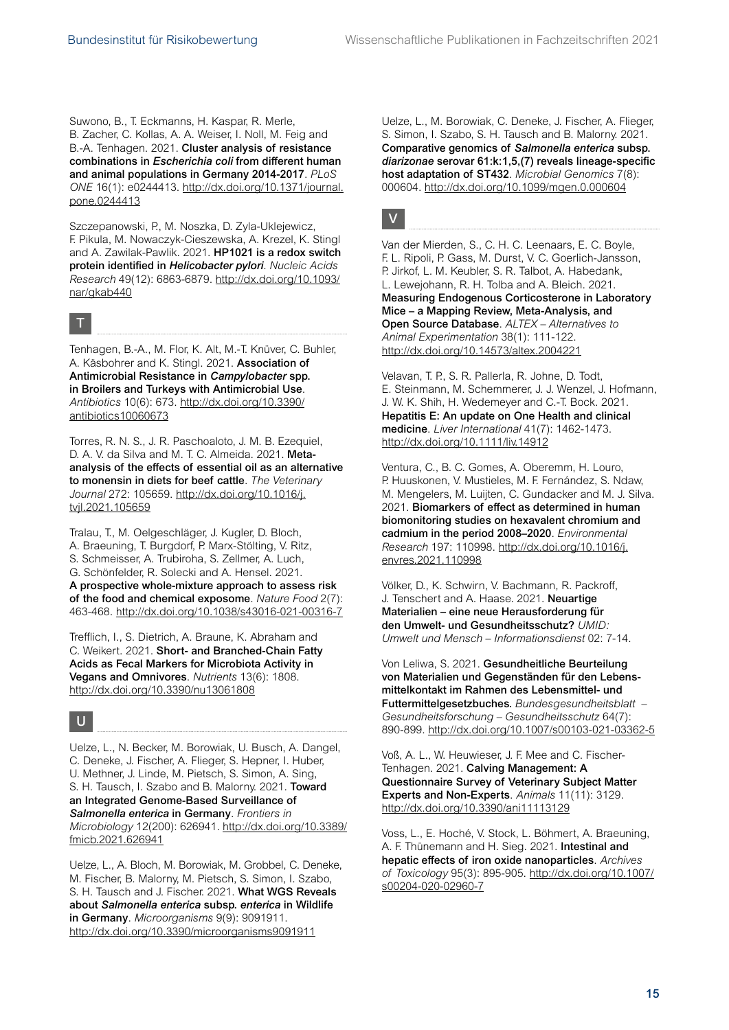Suwono, B., T. Eckmanns, H. Kaspar, R. Merle, B. Zacher, C. Kollas, A. A. Weiser, I. Noll, M. Feig and B.-A. Tenhagen. 2021. **Cluster analysis of resistance combinations in *Escherichia coli* from different human and animal populations in Germany 2014-2017**. *PLoS ONE* 16(1): e0244413. http://dx.doi.org/10.1371/journal.pone.0244413

Szczepanowski, P., M. Noszka, D. Zyla-Uklejewicz, F. Pikula, M. Nowaczyk-Cieszewska, A. Krezel, K. Stingl and A. Zawilak-Pawlik. 2021. **HP1021 is a redox switch protein identified in *Helicobacter pylori***. *Nucleic Acids Research* 49(12): 6863-6879. http://dx.doi.org/10.1093/nar/gkab440

## T

Tenhagen, B.-A., M. Flor, K. Alt, M.-T. Knüver, C. Buhler, A. Käsbohrer and K. Stingl. 2021. **Association of Antimicrobial Resistance in *Campylobacter* spp. in Broilers and Turkeys with Antimicrobial Use**. *Antibiotics* 10(6): 673. http://dx.doi.org/10.3390/antibiotics10060673

Torres, R. N. S., J. R. Paschoaloto, J. M. B. Ezequiel, D. A. V. da Silva and M. T. C. Almeida. 2021. **Meta-analysis of the effects of essential oil as an alternative to monensin in diets for beef cattle**. *The Veterinary Journal* 272: 105659. http://dx.doi.org/10.1016/j.tvjl.2021.105659

Tralau, T., M. Oelgeschläger, J. Kugler, D. Bloch, A. Braeuning, T. Burgdorf, P. Marx-Stölting, V. Ritz, S. Schmeisser, A. Trubiroha, S. Zellmer, A. Luch, G. Schönfelder, R. Solecki and A. Hensel. 2021. **A prospective whole-mixture approach to assess risk of the food and chemical exposome**. *Nature Food* 2(7): 463-468. http://dx.doi.org/10.1038/s43016-021-00316-7

Trefflich, I., S. Dietrich, A. Braune, K. Abraham and C. Weikert. 2021. **Short- and Branched-Chain Fatty Acids as Fecal Markers for Microbiota Activity in Vegans and Omnivores**. *Nutrients* 13(6): 1808. http://dx.doi.org/10.3390/nu13061808

## U

Uelze, L., N. Becker, M. Borowiak, U. Busch, A. Dangel, C. Deneke, J. Fischer, A. Flieger, S. Hepner, I. Huber, U. Methner, J. Linde, M. Pietsch, S. Simon, A. Sing, S. H. Tausch, I. Szabo and B. Malorny. 2021. **Toward an Integrated Genome-Based Surveillance of *Salmonella enterica* in Germany**. *Frontiers in Microbiology* 12(200): 626941. http://dx.doi.org/10.3389/fmicb.2021.626941

Uelze, L., A. Bloch, M. Borowiak, M. Grobbel, C. Deneke, M. Fischer, B. Malorny, M. Pietsch, S. Simon, I. Szabo, S. H. Tausch and J. Fischer. 2021. **What WGS Reveals about *Salmonella enterica* subsp. *enterica* in Wildlife in Germany**. *Microorganisms* 9(9): 9091911. http://dx.doi.org/10.3390/microorganisms9091911

Uelze, L., M. Borowiak, C. Deneke, J. Fischer, A. Flieger, S. Simon, I. Szabo, S. H. Tausch and B. Malorny. 2021. **Comparative genomics of *Salmonella enterica* subsp. *diarizonae* serovar 61:k:1,5,(7) reveals lineage-specific host adaptation of ST432**. *Microbial Genomics* 7(8): 000604. http://dx.doi.org/10.1099/mgen.0.000604

## V

Van der Mierden, S., C. H. C. Leenaars, E. C. Boyle, F. L. Ripoli, P. Gass, M. Durst, V. C. Goerlich-Jansson, P. Jirkof, L. M. Keubler, S. R. Talbot, A. Habedank, L. Lewejohann, R. H. Tolba and A. Bleich. 2021. **Measuring Endogenous Corticosterone in Laboratory Mice – a Mapping Review, Meta-Analysis, and Open Source Database**. *ALTEX – Alternatives to Animal Experimentation* 38(1): 111-122. http://dx.doi.org/10.14573/altex.2004221

Velavan, T. P., S. R. Pallerla, R. Johne, D. Todt, E. Steinmann, M. Schemmerer, J. J. Wenzel, J. Hofmann, J. W. K. Shih, H. Wedemeyer and C.-T. Bock. 2021. **Hepatitis E: An update on One Health and clinical medicine**. *Liver International* 41(7): 1462-1473. http://dx.doi.org/10.1111/liv.14912

Ventura, C., B. C. Gomes, A. Oberemm, H. Louro, P. Huuskonen, V. Mustieles, M. F. Fernández, S. Ndaw, M. Mengelers, M. Luijten, C. Gundacker and M. J. Silva. 2021. **Biomarkers of effect as determined in human biomonitoring studies on hexavalent chromium and cadmium in the period 2008–2020**. *Environmental Research* 197: 110998. http://dx.doi.org/10.1016/j.envres.2021.110998

Völker, D., K. Schwirn, V. Bachmann, R. Packroff, J. Tenschert and A. Haase. 2021. **Neuartige Materialien – eine neue Herausforderung für den Umwelt- und Gesundheitsschutz?** *UMID: Umwelt und Mensch – Informationsdienst* 02: 7-14.

Von Leliwa, S. 2021. **Gesundheitliche Beurteilung von Materialien und Gegenständen für den Lebensmittelkontakt im Rahmen des Lebensmittel- und Futtermittelgesetzbuches.** *Bundesgesundheitsblatt – Gesundheitsforschung – Gesundheitsschutz* 64(7): 890-899. http://dx.doi.org/10.1007/s00103-021-03362-5

Voß, A. L., W. Heuwieser, J. F. Mee and C. Fischer-Tenhagen. 2021. **Calving Management: A Questionnaire Survey of Veterinary Subject Matter Experts and Non-Experts**. *Animals* 11(11): 3129. http://dx.doi.org/10.3390/ani11113129

Voss, L., E. Hoché, V. Stock, L. Böhmert, A. Braeuning, A. F. Thünemann and H. Sieg. 2021. **Intestinal and hepatic effects of iron oxide nanoparticles**. *Archives of Toxicology* 95(3): 895-905. http://dx.doi.org/10.1007/s00204-020-02960-7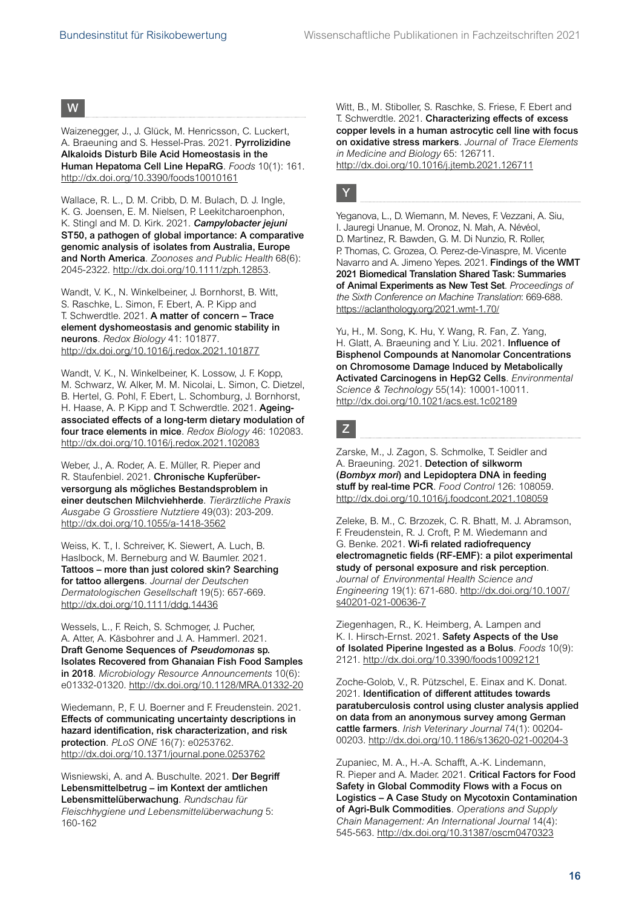## W

Waizenegger, J., J. Glück, M. Henricsson, C. Luckert, A. Braeuning and S. Hessel-Pras. 2021. **Pyrrolizidine Alkaloids Disturb Bile Acid Homeostasis in the Human Hepatoma Cell Line HepaRG**. *Foods* 10(1): 161. http://dx.doi.org/10.3390/foods10010161

Wallace, R. L., D. M. Cribb, D. M. Bulach, D. J. Ingle, K. G. Joensen, E. M. Nielsen, P. Leekitcharoenphon, K. Stingl and M. D. Kirk. 2021. ***Campylobacter jejuni*** **ST50, a pathogen of global importance: A comparative genomic analysis of isolates from Australia, Europe and North America**. *Zoonoses and Public Health* 68(6): 2045-2322. http://dx.doi.org/10.1111/zph.12853.

Wandt, V. K., N. Winkelbeiner, J. Bornhorst, B. Witt, S. Raschke, L. Simon, F. Ebert, A. P. Kipp and T. Schwerdtle. 2021. **A matter of concern – Trace element dyshomeostasis and genomic stability in neurons**. *Redox Biology* 41: 101877. http://dx.doi.org/10.1016/j.redox.2021.101877

Wandt, V. K., N. Winkelbeiner, K. Lossow, J. F. Kopp, M. Schwarz, W. Alker, M. M. Nicolai, L. Simon, C. Dietzel, B. Hertel, G. Pohl, F. Ebert, L. Schomburg, J. Bornhorst, H. Haase, A. P. Kipp and T. Schwerdtle. 2021. **Ageing-associated effects of a long-term dietary modulation of four trace elements in mice**. *Redox Biology* 46: 102083. http://dx.doi.org/10.1016/j.redox.2021.102083

Weber, J., A. Roder, A. E. Müller, R. Pieper and R. Staufenbiel. 2021. **Chronische Kupferüberversorgung als mögliches Bestandsproblem in einer deutschen Milchviehherde**. *Tierärztliche Praxis Ausgabe G Grosstiere Nutztiere* 49(03): 203-209. http://dx.doi.org/10.1055/a-1418-3562

Weiss, K. T., I. Schreiver, K. Siewert, A. Luch, B. Haslbock, M. Berneburg and W. Baumler. 2021. **Tattoos – more than just colored skin? Searching for tattoo allergens**. *Journal der Deutschen Dermatologischen Gesellschaft* 19(5): 657-669. http://dx.doi.org/10.1111/ddg.14436

Wessels, L., F. Reich, S. Schmoger, J. Pucher, A. Atter, A. Käsbohrer and J. A. Hammerl. 2021. **Draft Genome Sequences of *Pseudomonas* sp. Isolates Recovered from Ghanaian Fish Food Samples in 2018**. *Microbiology Resource Announcements* 10(6): e01332-01320. http://dx.doi.org/10.1128/MRA.01332-20

Wiedemann, P., F. U. Boerner and F. Freudenstein. 2021. **Effects of communicating uncertainty descriptions in hazard identification, risk characterization, and risk protection**. *PLoS ONE* 16(7): e0253762. http://dx.doi.org/10.1371/journal.pone.0253762

Wisniewski, A. and A. Buschulte. 2021. **Der Begriff Lebensmittelbetrug – im Kontext der amtlichen Lebensmittelüberwachung**. *Rundschau für Fleischhygiene und Lebensmittelüberwachung* 5: 160-162

Witt, B., M. Stiboller, S. Raschke, S. Friese, F. Ebert and T. Schwerdtle. 2021. **Characterizing effects of excess copper levels in a human astrocytic cell line with focus on oxidative stress markers**. *Journal of Trace Elements in Medicine and Biology* 65: 126711. http://dx.doi.org/10.1016/j.jtemb.2021.126711

## Y

Yeganova, L., D. Wiemann, M. Neves, F. Vezzani, A. Siu, I. Jauregi Unanue, M. Oronoz, N. Mah, A. Névéol, D. Martinez, R. Bawden, G. M. Di Nunzio, R. Roller, P. Thomas, C. Grozea, O. Perez-de-Vinaspre, M. Vicente Navarro and A. Jimeno Yepes. 2021. **Findings of the WMT 2021 Biomedical Translation Shared Task: Summaries of Animal Experiments as New Test Set**. *Proceedings of the Sixth Conference on Machine Translation*: 669-688. https://aclanthology.org/2021.wmt-1.70/

Yu, H., M. Song, K. Hu, Y. Wang, R. Fan, Z. Yang, H. Glatt, A. Braeuning and Y. Liu. 2021. **Influence of Bisphenol Compounds at Nanomolar Concentrations on Chromosome Damage Induced by Metabolically Activated Carcinogens in HepG2 Cells**. *Environmental Science & Technology* 55(14): 10001-10011. http://dx.doi.org/10.1021/acs.est.1c02189

## Z

Zarske, M., J. Zagon, S. Schmolke, T. Seidler and A. Braeuning. 2021. **Detection of silkworm (*Bombyx mori*) and Lepidoptera DNA in feeding stuff by real-time PCR**. *Food Control* 126: 108059. http://dx.doi.org/10.1016/j.foodcont.2021.108059

Zeleke, B. M., C. Brzozek, C. R. Bhatt, M. J. Abramson, F. Freudenstein, R. J. Croft, P. M. Wiedemann and G. Benke. 2021. **Wi-fi related radiofrequency electromagnetic fields (RF-EMF): a pilot experimental study of personal exposure and risk perception**. *Journal of Environmental Health Science and Engineering* 19(1): 671-680. http://dx.doi.org/10.1007/s40201-021-00636-7

Ziegenhagen, R., K. Heimberg, A. Lampen and K. I. Hirsch-Ernst. 2021. **Safety Aspects of the Use of Isolated Piperine Ingested as a Bolus**. *Foods* 10(9): 2121. http://dx.doi.org/10.3390/foods10092121

Zoche-Golob, V., R. Pützschel, E. Einax and K. Donat. 2021. **Identification of different attitudes towards paratuberculosis control using cluster analysis applied on data from an anonymous survey among German cattle farmers**. *Irish Veterinary Journal* 74(1): 00204-00203. http://dx.doi.org/10.1186/s13620-021-00204-3

Zupaniec, M. A., H.-A. Schafft, A.-K. Lindemann, R. Pieper and A. Mader. 2021. **Critical Factors for Food Safety in Global Commodity Flows with a Focus on Logistics – A Case Study on Mycotoxin Contamination of Agri-Bulk Commodities**. *Operations and Supply Chain Management: An International Journal* 14(4): 545-563. http://dx.doi.org/10.31387/oscm0470323